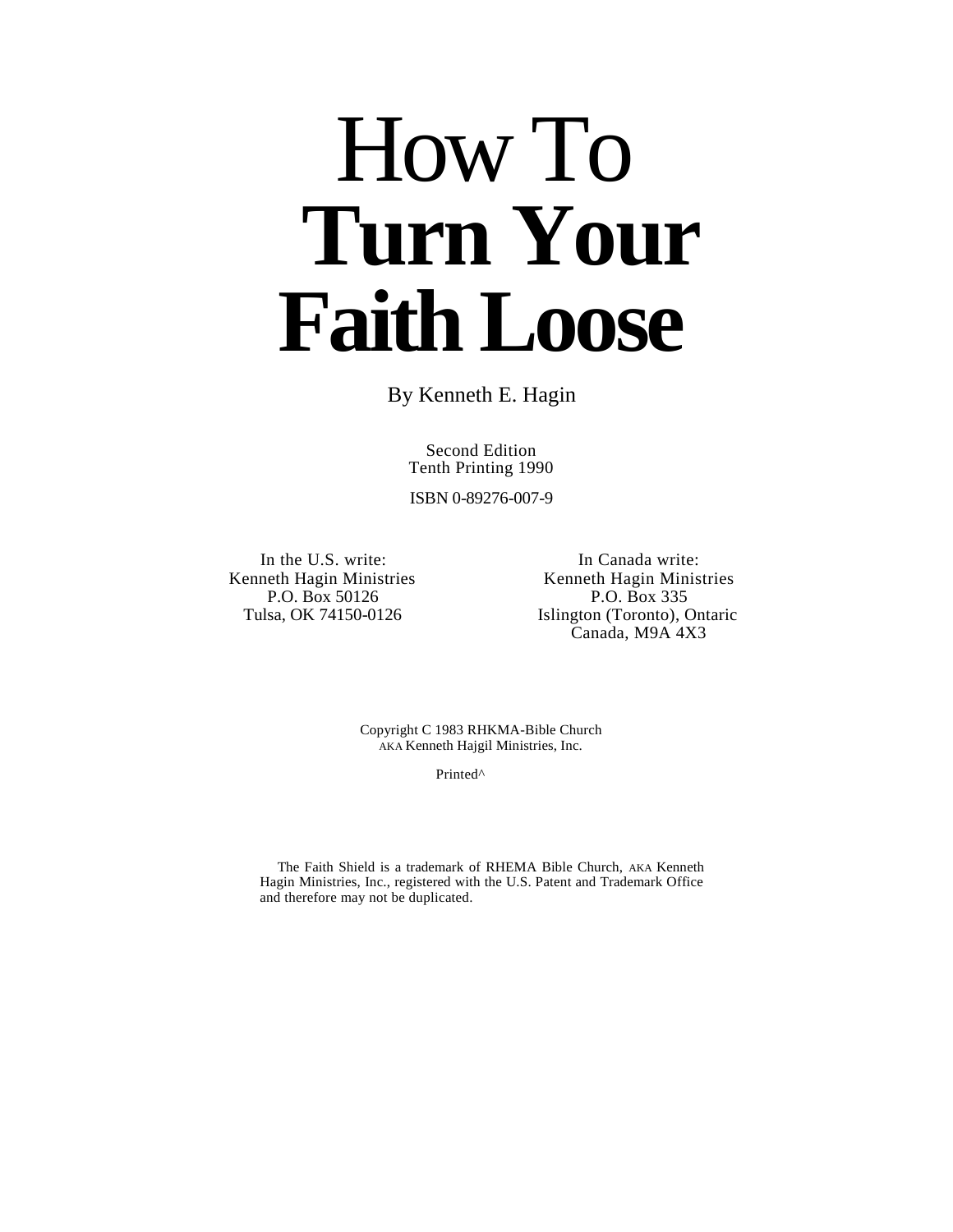# How To **Turn Your Faith Loose**

By Kenneth E. Hagin

Second Edition
Tenth Printing 1990

ISBN 0-89276-007-9

In the U.S. write:
Kenneth Hagin Ministries
P.O. Box 50126
Tulsa, OK 74150-0126

In Canada write:
Kenneth Hagin Ministries
P.O. Box 335
Islington (Toronto), Ontaric
Canada, M9A 4X3

Copyright C 1983 RHKMA-Bible Church
AKA Kenneth Hajgil Ministries, Inc.

Printed^

The Faith Shield is a trademark of RHEMA Bible Church, AKA Kenneth Hagin Ministries, Inc., registered with the U.S. Patent and Trademark Office and therefore may not be duplicated.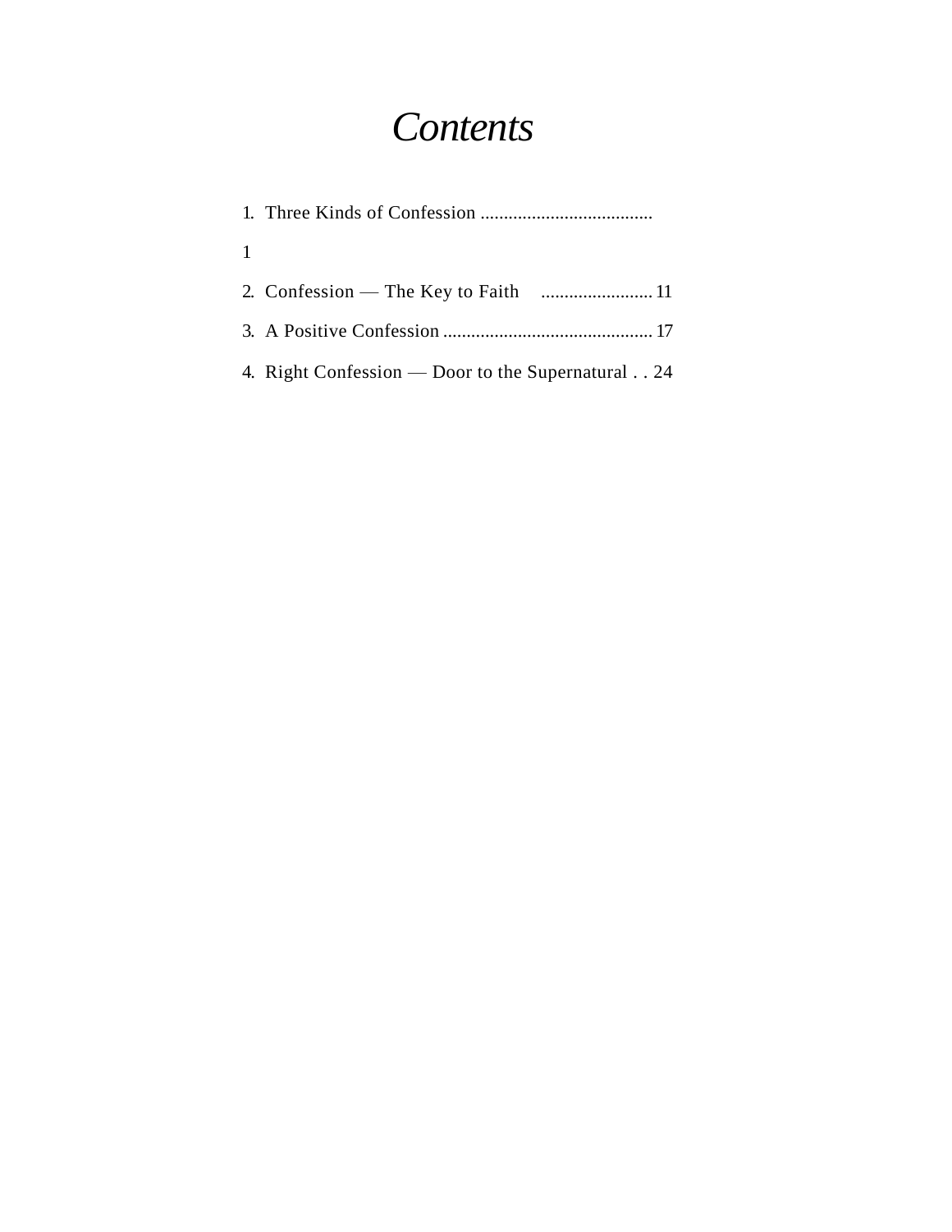# *Contents*

1. Three Kinds of Confession ..................................... 1
2. Confession — The Key to Faith ........................ 11
3. A Positive Confession ............................................ 17
4. Right Confession — Door to the Supernatural . . 24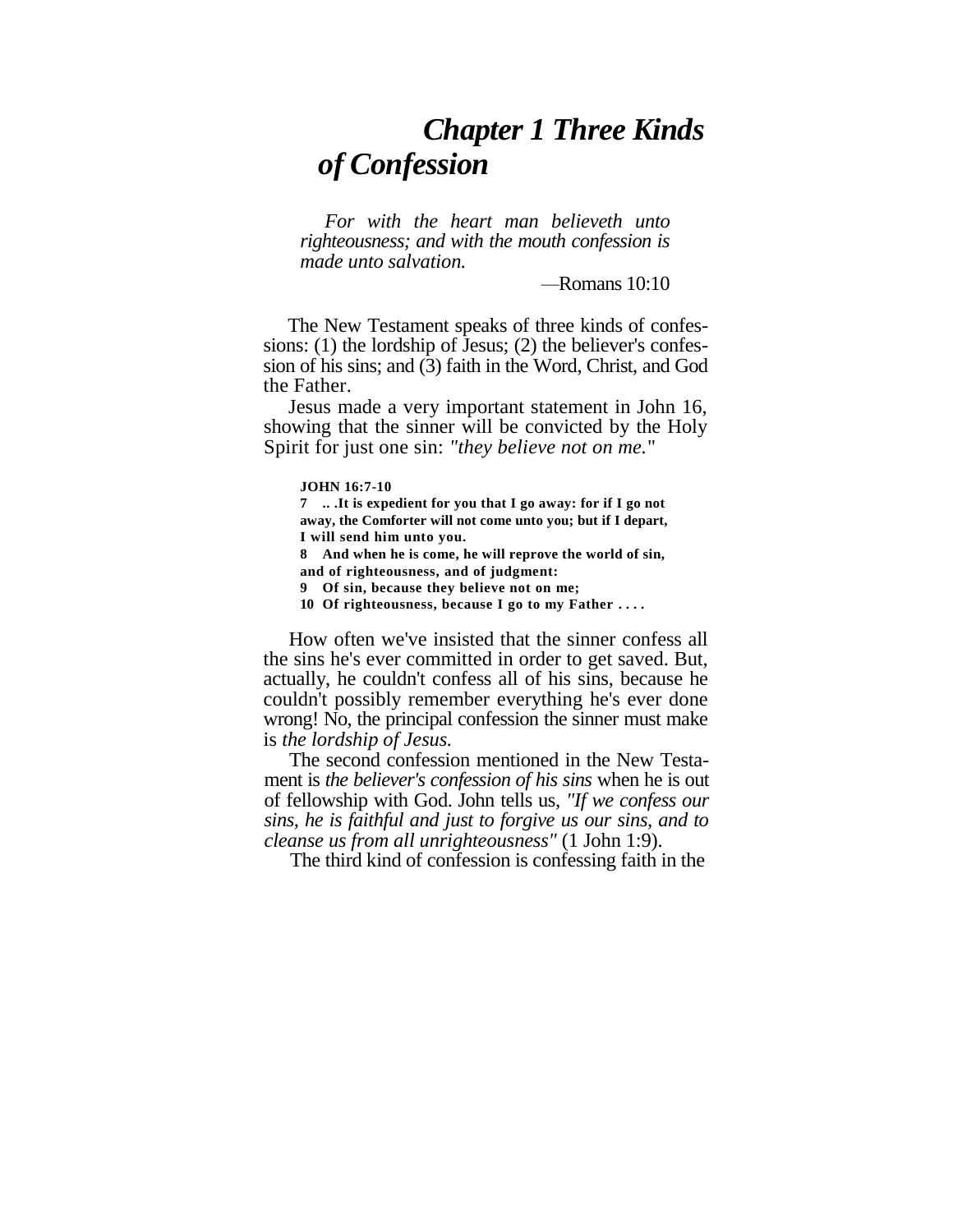# *Chapter 1 Three Kinds of Confession*

> *For with the heart man believeth unto righteousness; and with the mouth confession is made unto salvation.*
>
> —Romans 10:10

The New Testament speaks of three kinds of confessions: (1) the lordship of Jesus; (2) the believer's confession of his sins; and (3) faith in the Word, Christ, and God the Father.

Jesus made a very important statement in John 16, showing that the sinner will be convicted by the Holy Spirit for just one sin: *"they believe not on me."*

> **JOHN 16:7-10**
>
> **7 .. .It is expedient for you that I go away: for if I go not away, the Comforter will not come unto you; but if I depart, I will send him unto you.**
>
> **8 And when he is come, he will reprove the world of sin, and of righteousness, and of judgment:**
>
> **9 Of sin, because they believe not on me;**
>
> **10 Of righteousness, because I go to my Father . . . .**

How often we've insisted that the sinner confess all the sins he's ever committed in order to get saved. But, actually, he couldn't confess all of his sins, because he couldn't possibly remember everything he's ever done wrong! No, the principal confession the sinner must make is *the lordship of Jesus.*

The second confession mentioned in the New Testament is *the believer's confession of his sins* when he is out of fellowship with God. John tells us, *"If we confess our sins, he is faithful and just to forgive us our sins, and to cleanse us from all unrighteousness"* (1 John 1:9).

The third kind of confession is confessing faith in the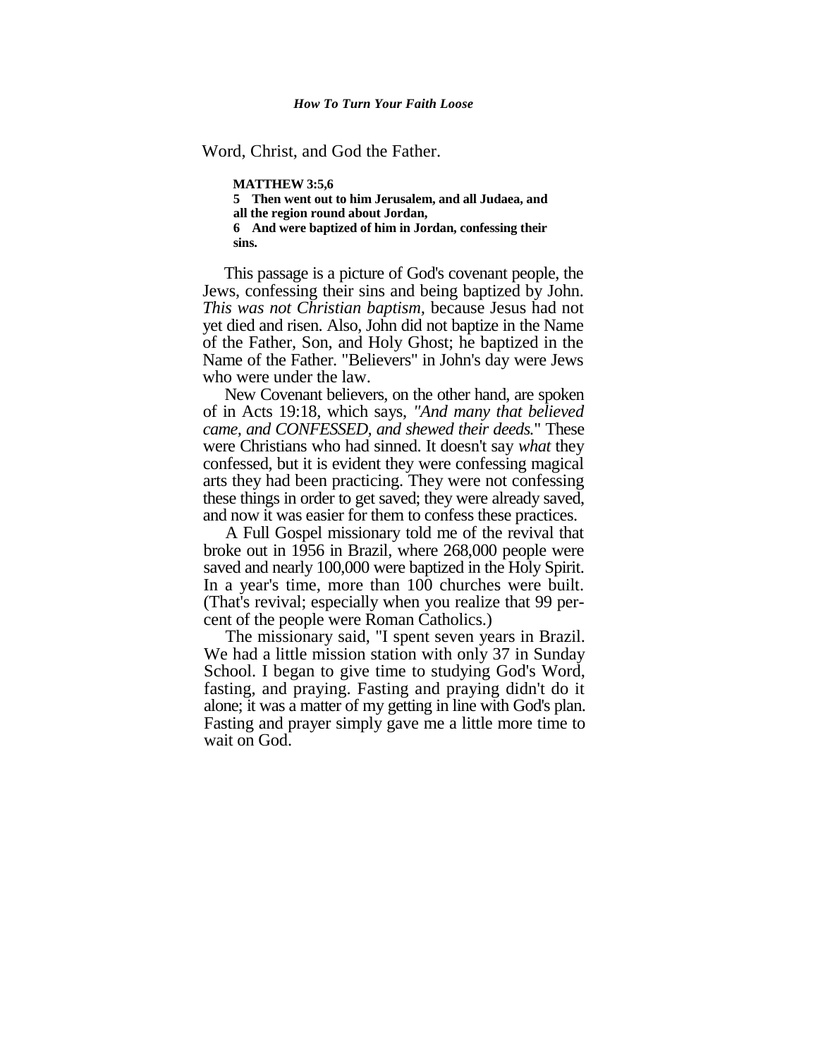Word, Christ, and God the Father.

**MATTHEW 3:5,6**
**5 Then went out to him Jerusalem, and all Judaea, and all the region round about Jordan,**
**6 And were baptized of him in Jordan, confessing their sins.**

This passage is a picture of God's covenant people, the Jews, confessing their sins and being baptized by John. *This was not Christian baptism,* because Jesus had not yet died and risen. Also, John did not baptize in the Name of the Father, Son, and Holy Ghost; he baptized in the Name of the Father. "Believers" in John's day were Jews who were under the law.

New Covenant believers, on the other hand, are spoken of in Acts 19:18, which says, *"And many that believed came, and CONFESSED, and shewed their deeds."* These were Christians who had sinned. It doesn't say *what* they confessed, but it is evident they were confessing magical arts they had been practicing. They were not confessing these things in order to get saved; they were already saved, and now it was easier for them to confess these practices.

A Full Gospel missionary told me of the revival that broke out in 1956 in Brazil, where 268,000 people were saved and nearly 100,000 were baptized in the Holy Spirit. In a year's time, more than 100 churches were built. (That's revival; especially when you realize that 99 percent of the people were Roman Catholics.)

The missionary said, "I spent seven years in Brazil. We had a little mission station with only 37 in Sunday School. I began to give time to studying God's Word, fasting, and praying. Fasting and praying didn't do it alone; it was a matter of my getting in line with God's plan. Fasting and prayer simply gave me a little more time to wait on God.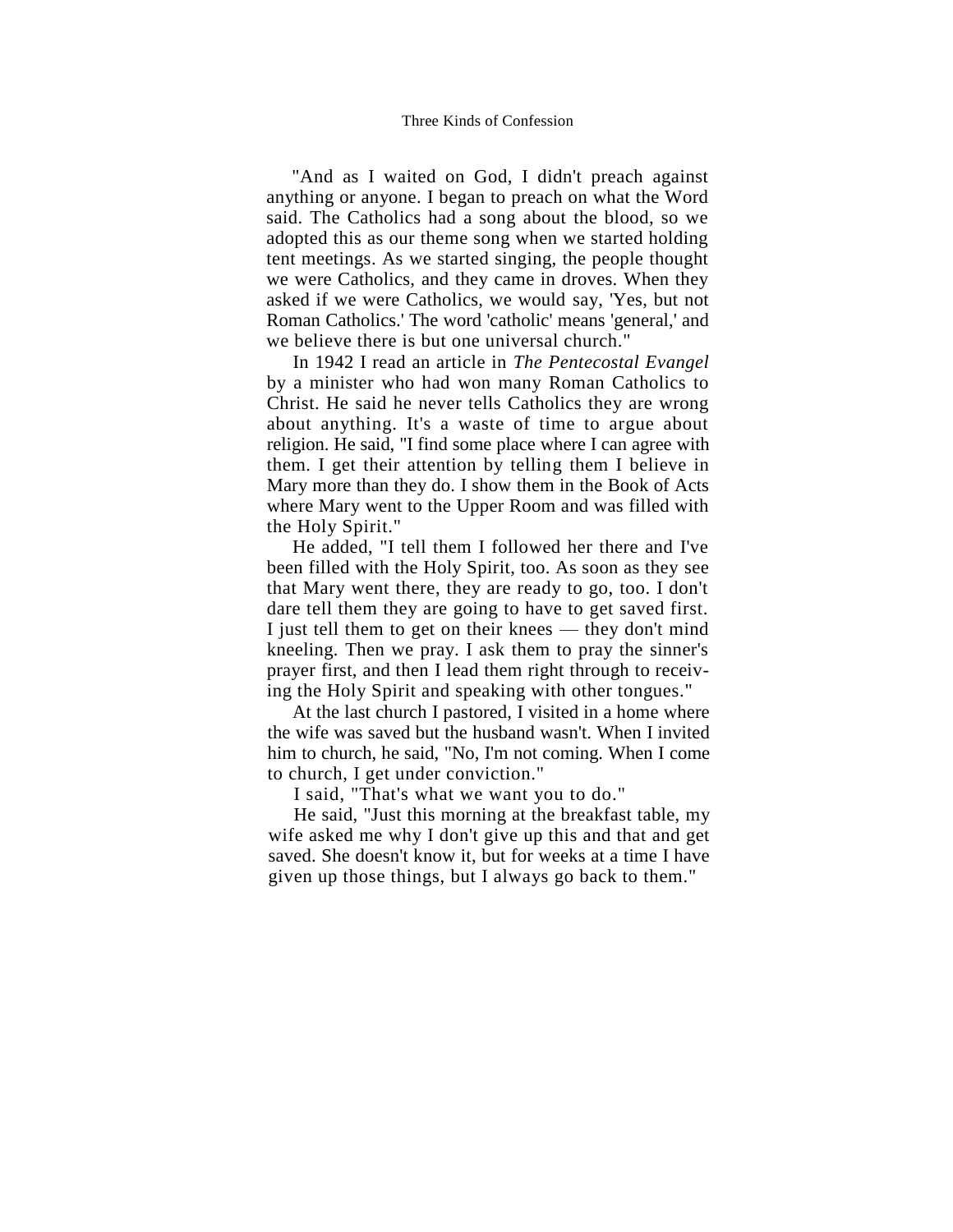"And as I waited on God, I didn't preach against anything or anyone. I began to preach on what the Word said. The Catholics had a song about the blood, so we adopted this as our theme song when we started holding tent meetings. As we started singing, the people thought we were Catholics, and they came in droves. When they asked if we were Catholics, we would say, 'Yes, but not Roman Catholics.' The word 'catholic' means 'general,' and we believe there is but one universal church."

In 1942 I read an article in *The Pentecostal Evangel* by a minister who had won many Roman Catholics to Christ. He said he never tells Catholics they are wrong about anything. It's a waste of time to argue about religion. He said, "I find some place where I can agree with them. I get their attention by telling them I believe in Mary more than they do. I show them in the Book of Acts where Mary went to the Upper Room and was filled with the Holy Spirit."

He added, "I tell them I followed her there and I've been filled with the Holy Spirit, too. As soon as they see that Mary went there, they are ready to go, too. I don't dare tell them they are going to have to get saved first. I just tell them to get on their knees — they don't mind kneeling. Then we pray. I ask them to pray the sinner's prayer first, and then I lead them right through to receiving the Holy Spirit and speaking with other tongues."

At the last church I pastored, I visited in a home where the wife was saved but the husband wasn't. When I invited him to church, he said, "No, I'm not coming. When I come to church, I get under conviction."

I said, "That's what we want you to do."

He said, "Just this morning at the breakfast table, my wife asked me why I don't give up this and that and get saved. She doesn't know it, but for weeks at a time I have given up those things, but I always go back to them."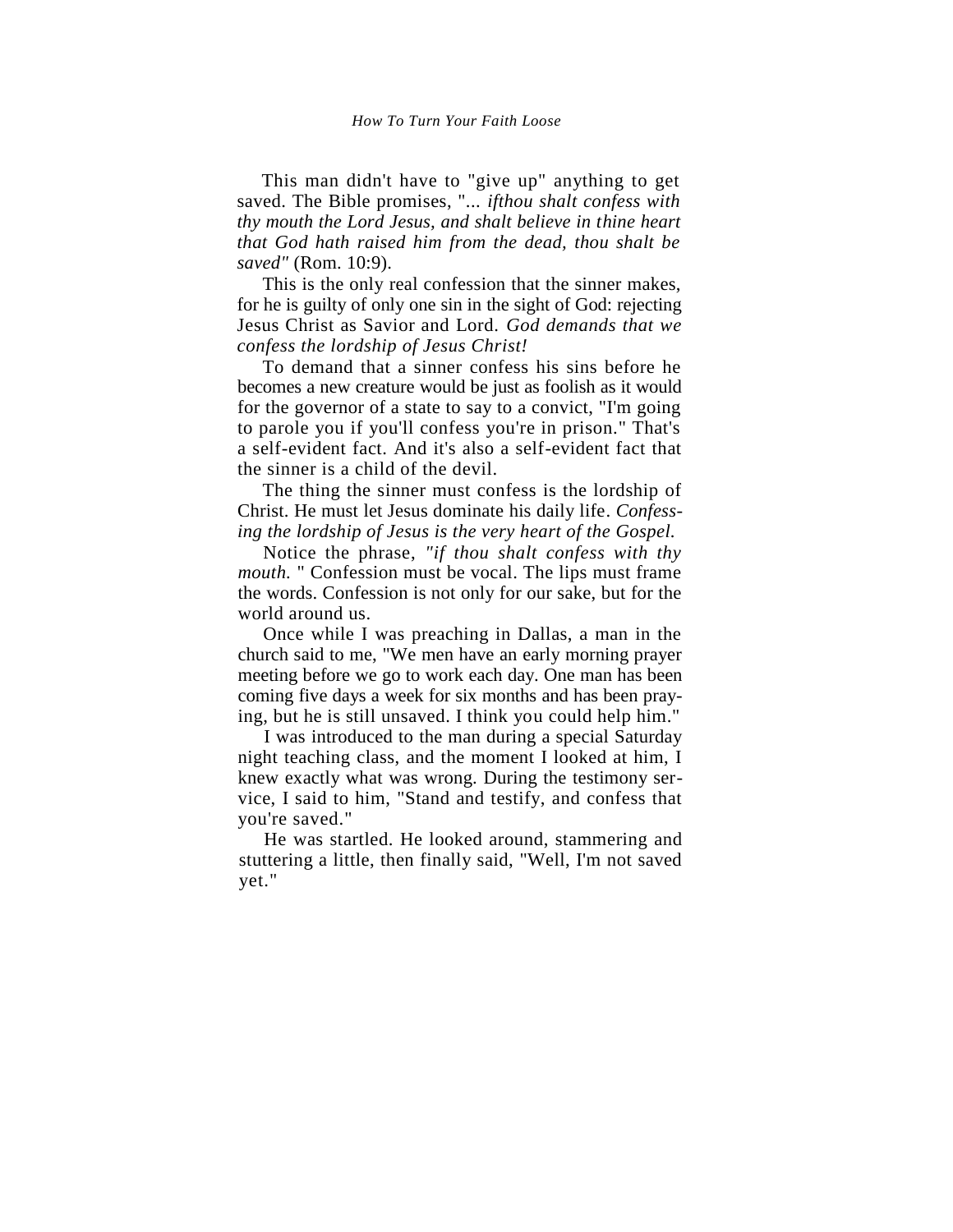This man didn't have to "give up" anything to get saved. The Bible promises, *"... ifthou shalt confess with thy mouth the Lord Jesus, and shalt believe in thine heart that God hath raised him from the dead, thou shalt be saved"* (Rom. 10:9).

This is the only real confession that the sinner makes, for he is guilty of only one sin in the sight of God: rejecting Jesus Christ as Savior and Lord. *God demands that we confess the lordship of Jesus Christ!*

To demand that a sinner confess his sins before he becomes a new creature would be just as foolish as it would for the governor of a state to say to a convict, "I'm going to parole you if you'll confess you're in prison." That's a self-evident fact. And it's also a self-evident fact that the sinner is a child of the devil.

The thing the sinner must confess is the lordship of Christ. He must let Jesus dominate his daily life. *Confessing the lordship of Jesus is the very heart of the Gospel.*

Notice the phrase, *"if thou shalt confess with thy mouth.* " Confession must be vocal. The lips must frame the words. Confession is not only for our sake, but for the world around us.

Once while I was preaching in Dallas, a man in the church said to me, "We men have an early morning prayer meeting before we go to work each day. One man has been coming five days a week for six months and has been praying, but he is still unsaved. I think you could help him."

I was introduced to the man during a special Saturday night teaching class, and the moment I looked at him, I knew exactly what was wrong. During the testimony service, I said to him, "Stand and testify, and confess that you're saved."

He was startled. He looked around, stammering and stuttering a little, then finally said, "Well, I'm not saved yet."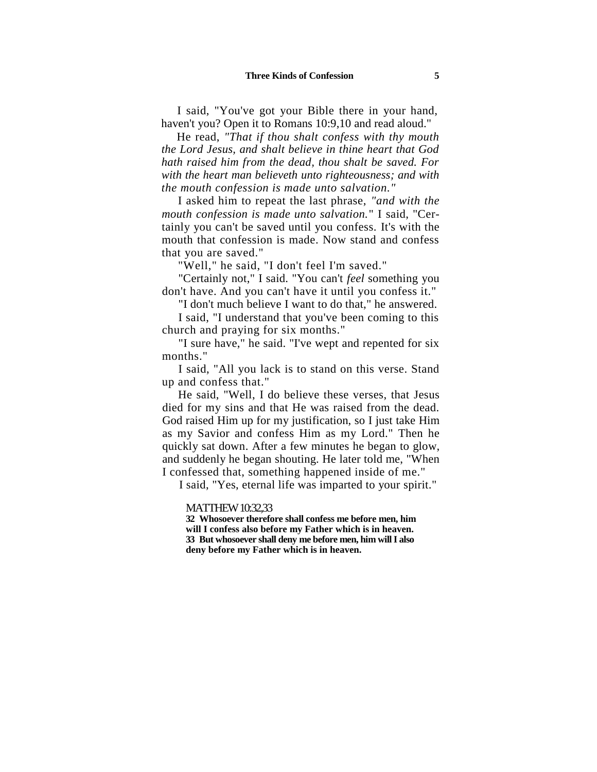I said, "You've got your Bible there in your hand, haven't you? Open it to Romans 10:9,10 and read aloud."

He read, *"That if thou shalt confess with thy mouth the Lord Jesus, and shalt believe in thine heart that God hath raised him from the dead, thou shalt be saved. For with the heart man believeth unto righteousness; and with the mouth confession is made unto salvation."*

I asked him to repeat the last phrase, *"and with the mouth confession is made unto salvation."* I said, "Certainly you can't be saved until you confess. It's with the mouth that confession is made. Now stand and confess that you are saved."

"Well," he said, "I don't feel I'm saved."

"Certainly not," I said. "You can't *feel* something you don't have. And you can't have it until you confess it."

"I don't much believe I want to do that," he answered.

I said, "I understand that you've been coming to this church and praying for six months."

"I sure have," he said. "I've wept and repented for six months."

I said, "All you lack is to stand on this verse. Stand up and confess that."

He said, "Well, I do believe these verses, that Jesus died for my sins and that He was raised from the dead. God raised Him up for my justification, so I just take Him as my Savior and confess Him as my Lord." Then he quickly sat down. After a few minutes he began to glow, and suddenly he began shouting. He later told me, "When I confessed that, something happened inside of me."

I said, "Yes, eternal life was imparted to your spirit."

MATTHEW 10:32,33

**32 Whosoever therefore shall confess me before men, him will I confess also before my Father which is in heaven.**
**33 But whosoever shall deny me before men, him will I also deny before my Father which is in heaven.**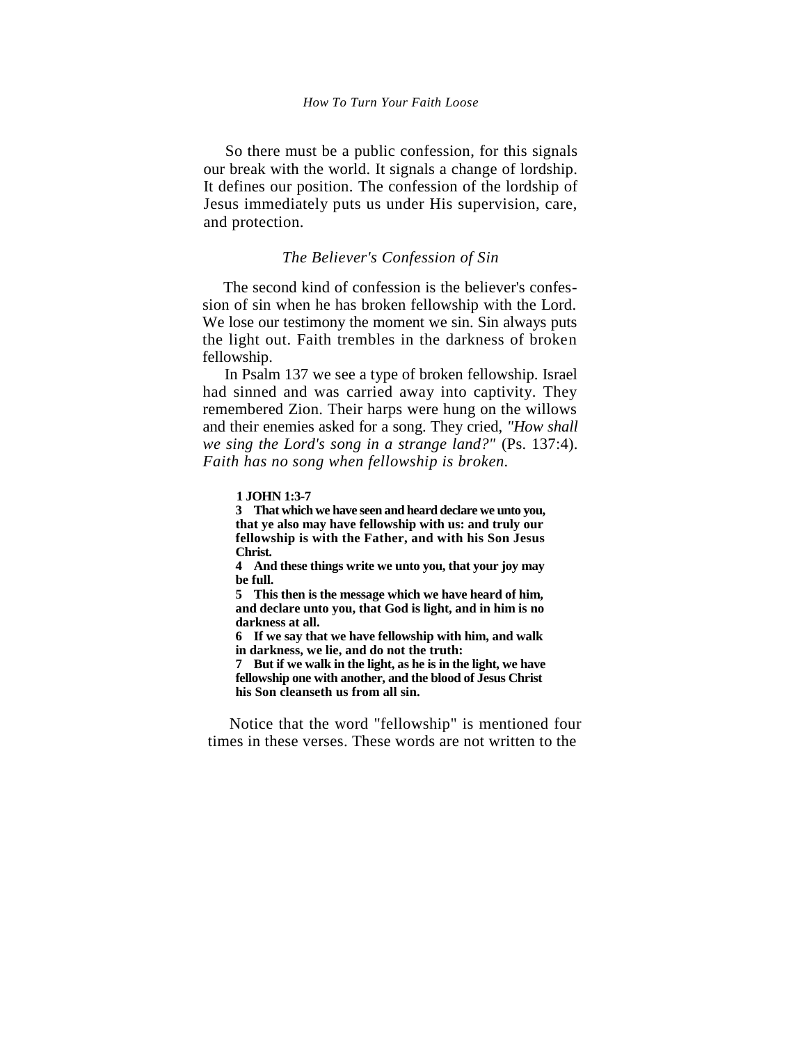So there must be a public confession, for this signals our break with the world. It signals a change of lordship. It defines our position. The confession of the lordship of Jesus immediately puts us under His supervision, care, and protection.

### *The Believer's Confession of Sin*

The second kind of confession is the believer's confession of sin when he has broken fellowship with the Lord. We lose our testimony the moment we sin. Sin always puts the light out. Faith trembles in the darkness of broken fellowship.

In Psalm 137 we see a type of broken fellowship. Israel had sinned and was carried away into captivity. They remembered Zion. Their harps were hung on the willows and their enemies asked for a song. They cried, *"How shall we sing the Lord's song in a strange land?"* (Ps. 137:4). *Faith has no song when fellowship is broken.*

> **1 JOHN 1:3-7**
> **3 That which we have seen and heard declare we unto you, that ye also may have fellowship with us: and truly our fellowship is with the Father, and with his Son Jesus Christ.**
> **4 And these things write we unto you, that your joy may be full.**
> **5 This then is the message which we have heard of him, and declare unto you, that God is light, and in him is no darkness at all.**
> **6 If we say that we have fellowship with him, and walk in darkness, we lie, and do not the truth:**
> **7 But if we walk in the light, as he is in the light, we have fellowship one with another, and the blood of Jesus Christ his Son cleanseth us from all sin.**

Notice that the word "fellowship" is mentioned four times in these verses. These words are not written to the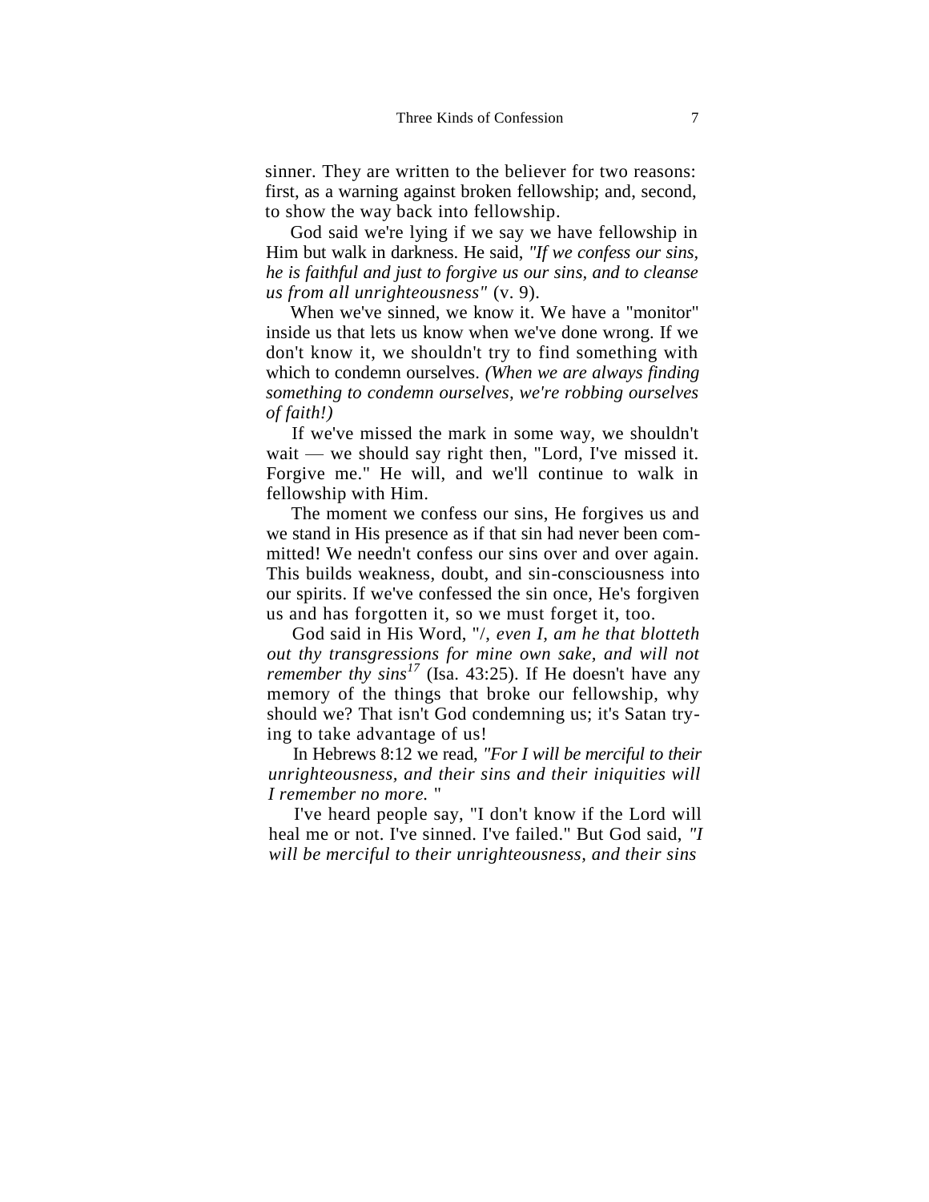sinner. They are written to the believer for two reasons: first, as a warning against broken fellowship; and, second, to show the way back into fellowship.

God said we're lying if we say we have fellowship in Him but walk in darkness. He said, *"If we confess our sins, he is faithful and just to forgive us our sins, and to cleanse us from all unrighteousness"* (v. 9).

When we've sinned, we know it. We have a "monitor" inside us that lets us know when we've done wrong. If we don't know it, we shouldn't try to find something with which to condemn ourselves. *(When we are always finding something to condemn ourselves, we're robbing ourselves of faith!)*

If we've missed the mark in some way, we shouldn't wait — we should say right then, "Lord, I've missed it. Forgive me." He will, and we'll continue to walk in fellowship with Him.

The moment we confess our sins, He forgives us and we stand in His presence as if that sin had never been committed! We needn't confess our sins over and over again. This builds weakness, doubt, and sin-consciousness into our spirits. If we've confessed the sin once, He's forgiven us and has forgotten it, so we must forget it, too.

God said in His Word, "/, *even I, am he that blotteth out thy transgressions for mine own sake, and will not remember thy sins*[17] (Isa. 43:25). If He doesn't have any memory of the things that broke our fellowship, why should we? That isn't God condemning us; it's Satan trying to take advantage of us!

In Hebrews 8:12 we read, *"For I will be merciful to their unrighteousness, and their sins and their iniquities will I remember no more.* "

I've heard people say, "I don't know if the Lord will heal me or not. I've sinned. I've failed." But God said, *"I will be merciful to their unrighteousness, and their sins*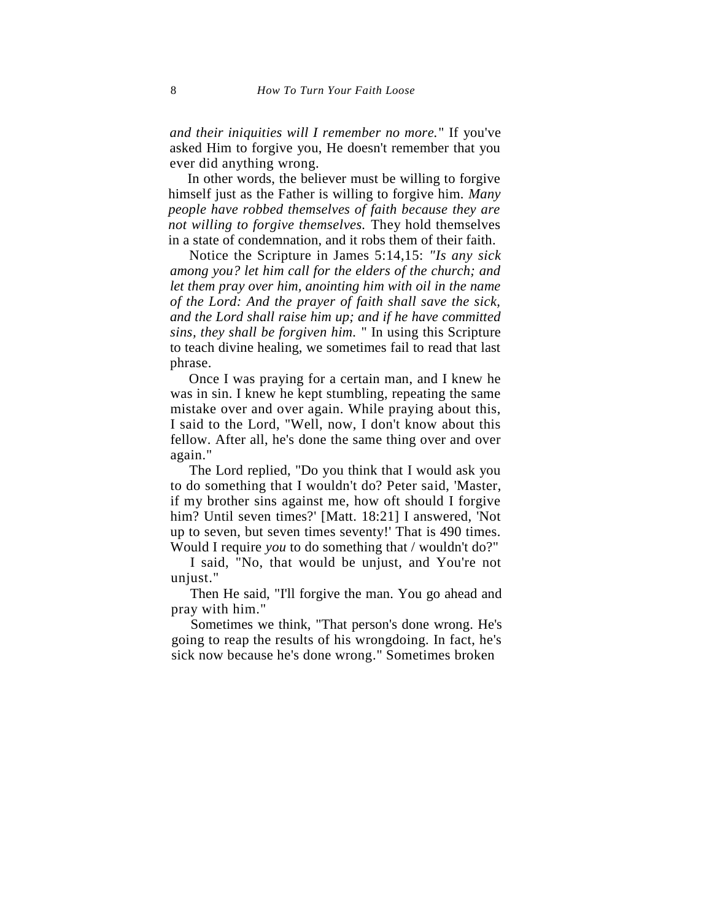*and their iniquities will I remember no more.*" If you've asked Him to forgive you, He doesn't remember that you ever did anything wrong.

In other words, the believer must be willing to forgive himself just as the Father is willing to forgive him. *Many people have robbed themselves of faith because they are not willing to forgive themselves.* They hold themselves in a state of condemnation, and it robs them of their faith.

Notice the Scripture in James 5:14,15: *"Is any sick among you? let him call for the elders of the church; and let them pray over him, anointing him with oil in the name of the Lord: And the prayer of faith shall save the sick, and the Lord shall raise him up; and if he have committed sins, they shall be forgiven him.* " In using this Scripture to teach divine healing, we sometimes fail to read that last phrase.

Once I was praying for a certain man, and I knew he was in sin. I knew he kept stumbling, repeating the same mistake over and over again. While praying about this, I said to the Lord, "Well, now, I don't know about this fellow. After all, he's done the same thing over and over again."

The Lord replied, "Do you think that I would ask you to do something that I wouldn't do? Peter said, 'Master, if my brother sins against me, how oft should I forgive him? Until seven times?' [Matt. 18:21] I answered, 'Not up to seven, but seven times seventy!' That is 490 times. Would I require *you* to do something that / wouldn't do?"

I said, "No, that would be unjust, and You're not unjust."

Then He said, "I'll forgive the man. You go ahead and pray with him."

Sometimes we think, "That person's done wrong. He's going to reap the results of his wrongdoing. In fact, he's sick now because he's done wrong." Sometimes broken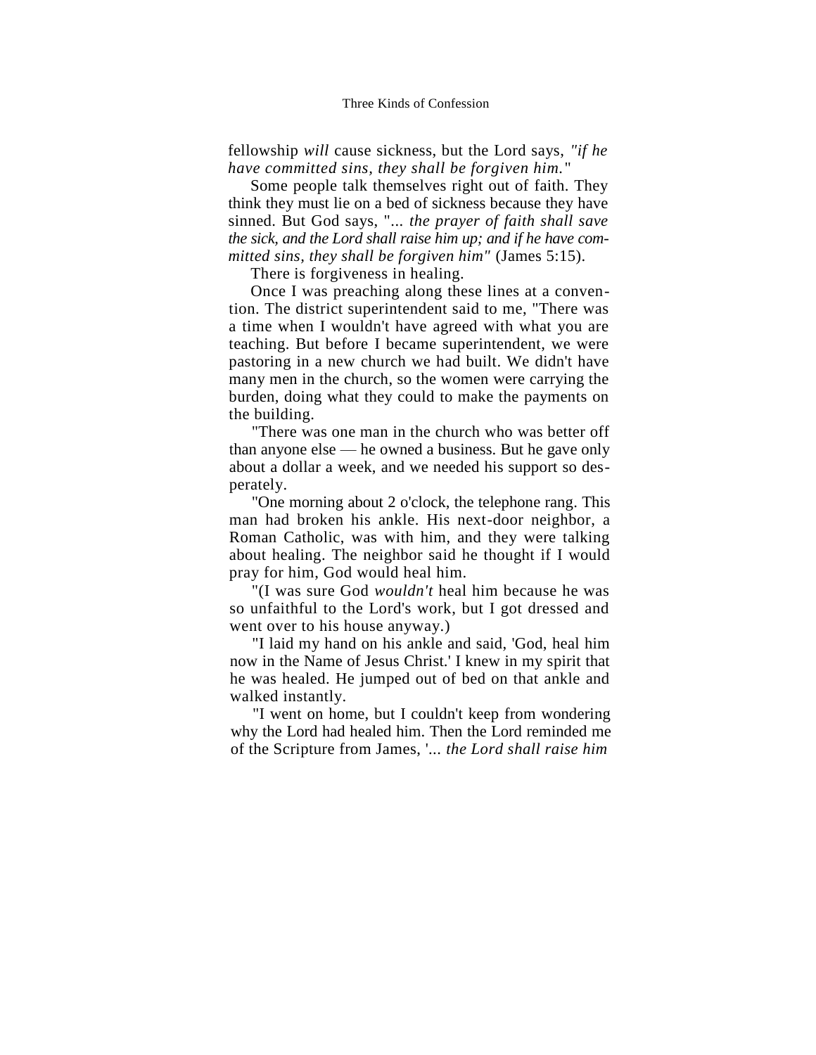fellowship *will* cause sickness, but the Lord says, *"if he have committed sins, they shall be forgiven him."*

Some people talk themselves right out of faith. They think they must lie on a bed of sickness because they have sinned. But God says, "... *the prayer of faith shall save the sick, and the Lord shall raise him up; and if he have committed sins, they shall be forgiven him"* (James 5:15).

There is forgiveness in healing.

Once I was preaching along these lines at a convention. The district superintendent said to me, "There was a time when I wouldn't have agreed with what you are teaching. But before I became superintendent, we were pastoring in a new church we had built. We didn't have many men in the church, so the women were carrying the burden, doing what they could to make the payments on the building.

"There was one man in the church who was better off than anyone else — he owned a business. But he gave only about a dollar a week, and we needed his support so desperately.

"One morning about 2 o'clock, the telephone rang. This man had broken his ankle. His next-door neighbor, a Roman Catholic, was with him, and they were talking about healing. The neighbor said he thought if I would pray for him, God would heal him.

"(I was sure God *wouldn't* heal him because he was so unfaithful to the Lord's work, but I got dressed and went over to his house anyway.)

"I laid my hand on his ankle and said, 'God, heal him now in the Name of Jesus Christ.' I knew in my spirit that he was healed. He jumped out of bed on that ankle and walked instantly.

"I went on home, but I couldn't keep from wondering why the Lord had healed him. Then the Lord reminded me of the Scripture from James, '... *the Lord shall raise him*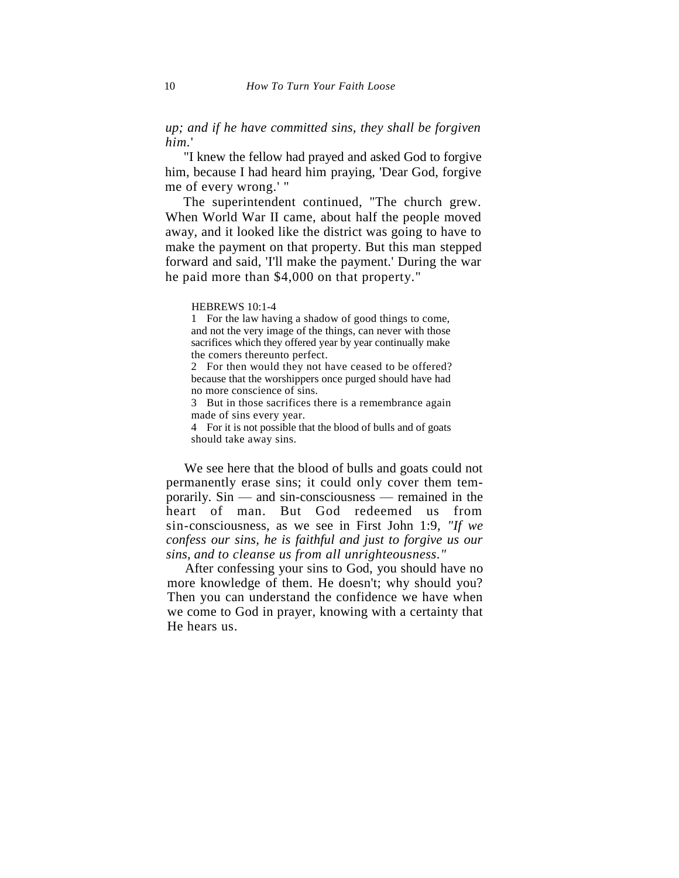*up; and if he have committed sins, they shall be forgiven him.*'

"I knew the fellow had prayed and asked God to forgive him, because I had heard him praying, 'Dear God, forgive me of every wrong.' "

The superintendent continued, "The church grew. When World War II came, about half the people moved away, and it looked like the district was going to have to make the payment on that property. But this man stepped forward and said, 'I'll make the payment.' During the war he paid more than $4,000 on that property."

> HEBREWS 10:1-4
> 1 For the law having a shadow of good things to come, and not the very image of the things, can never with those sacrifices which they offered year by year continually make the comers thereunto perfect.
> 2 For then would they not have ceased to be offered? because that the worshippers once purged should have had no more conscience of sins.
> 3 But in those sacrifices there is a remembrance again made of sins every year.
> 4 For it is not possible that the blood of bulls and of goats should take away sins.

We see here that the blood of bulls and goats could not permanently erase sins; it could only cover them temporarily. Sin — and sin-consciousness — remained in the heart of man. But God redeemed us from sin-consciousness, as we see in First John 1:9, *"If we confess our sins, he is faithful and just to forgive us our sins, and to cleanse us from all unrighteousness."*

After confessing your sins to God, you should have no more knowledge of them. He doesn't; why should you? Then you can understand the confidence we have when we come to God in prayer, knowing with a certainty that He hears us.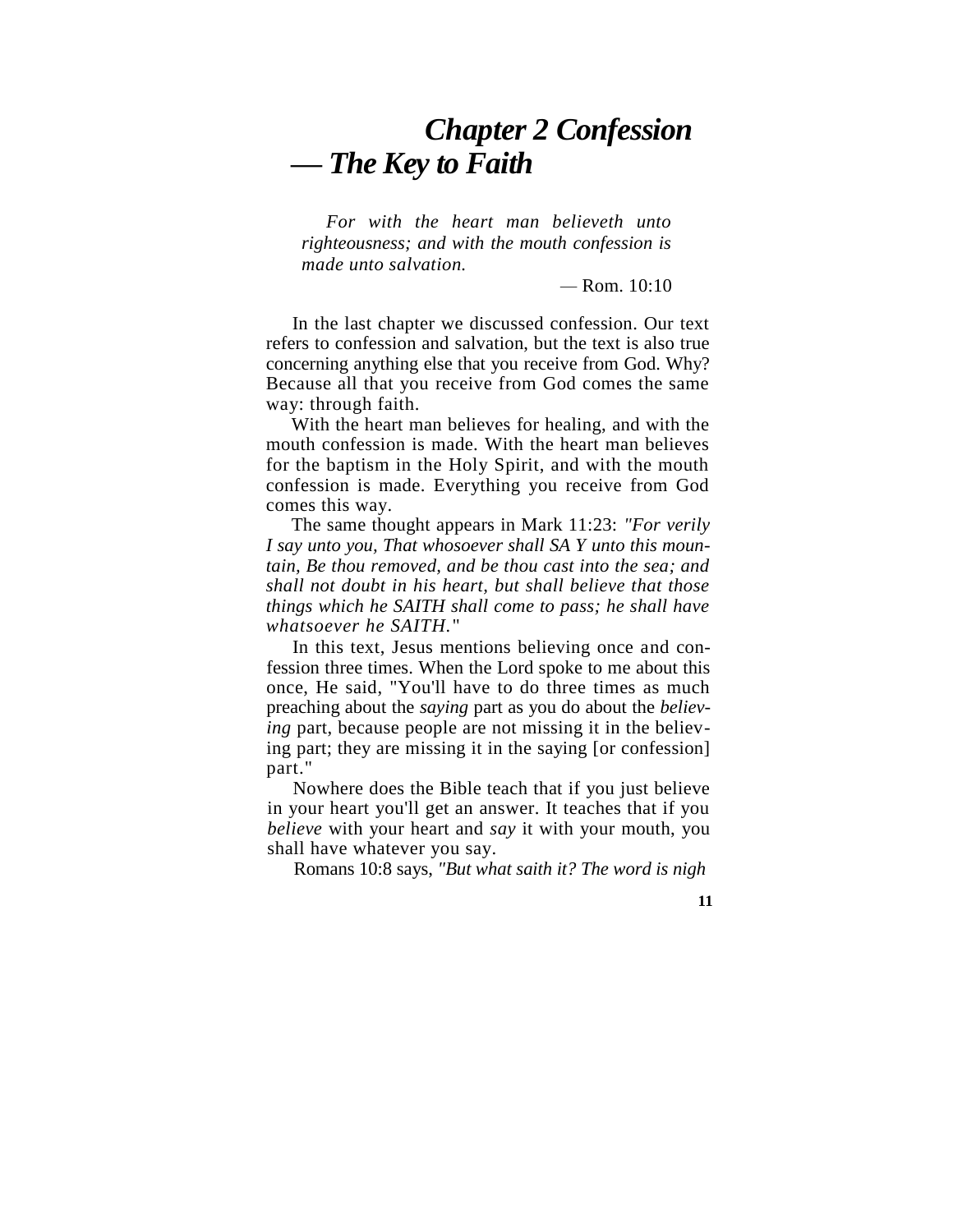# *Chapter 2 Confession — The Key to Faith*

> *For with the heart man believeth unto righteousness; and with the mouth confession is made unto salvation.*
>
> — Rom. 10:10

In the last chapter we discussed confession. Our text refers to confession and salvation, but the text is also true concerning anything else that you receive from God. Why? Because all that you receive from God comes the same way: through faith.

With the heart man believes for healing, and with the mouth confession is made. With the heart man believes for the baptism in the Holy Spirit, and with the mouth confession is made. Everything you receive from God comes this way.

The same thought appears in Mark 11:23: *"For verily I say unto you, That whosoever shall SA Y unto this mountain, Be thou removed, and be thou cast into the sea; and shall not doubt in his heart, but shall believe that those things which he SAITH shall come to pass; he shall have whatsoever he SAITH."*

In this text, Jesus mentions believing once and confession three times. When the Lord spoke to me about this once, He said, "You'll have to do three times as much preaching about the *saying* part as you do about the *believing* part, because people are not missing it in the believing part; they are missing it in the saying [or confession] part."

Nowhere does the Bible teach that if you just believe in your heart you'll get an answer. It teaches that if you *believe* with your heart and *say* it with your mouth, you shall have whatever you say.

Romans 10:8 says, *"But what saith it? The word is nigh*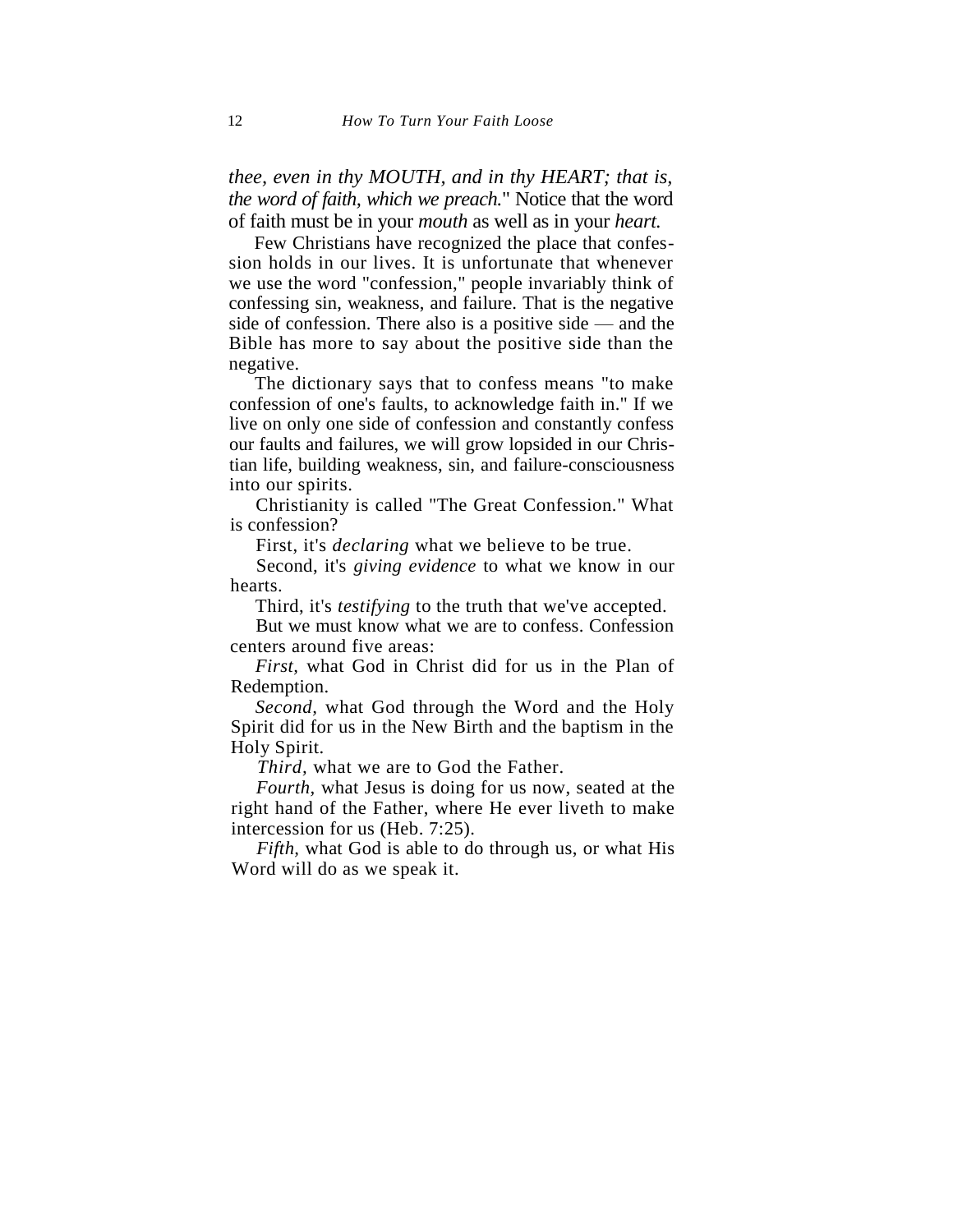*thee, even in thy MOUTH, and in thy HEART; that is, the word of faith, which we preach.*" Notice that the word of faith must be in your *mouth* as well as in your *heart.*

Few Christians have recognized the place that confession holds in our lives. It is unfortunate that whenever we use the word "confession," people invariably think of confessing sin, weakness, and failure. That is the negative side of confession. There also is a positive side — and the Bible has more to say about the positive side than the negative.

The dictionary says that to confess means "to make confession of one's faults, to acknowledge faith in." If we live on only one side of confession and constantly confess our faults and failures, we will grow lopsided in our Christian life, building weakness, sin, and failure-consciousness into our spirits.

Christianity is called "The Great Confession." What is confession?

First, it's *declaring* what we believe to be true.

Second, it's *giving evidence* to what we know in our hearts.

Third, it's *testifying* to the truth that we've accepted.

But we must know what we are to confess. Confession centers around five areas:

*First,* what God in Christ did for us in the Plan of Redemption.

*Second,* what God through the Word and the Holy Spirit did for us in the New Birth and the baptism in the Holy Spirit.

*Third,* what we are to God the Father.

*Fourth,* what Jesus is doing for us now, seated at the right hand of the Father, where He ever liveth to make intercession for us (Heb. 7:25).

*Fifth,* what God is able to do through us, or what His Word will do as we speak it.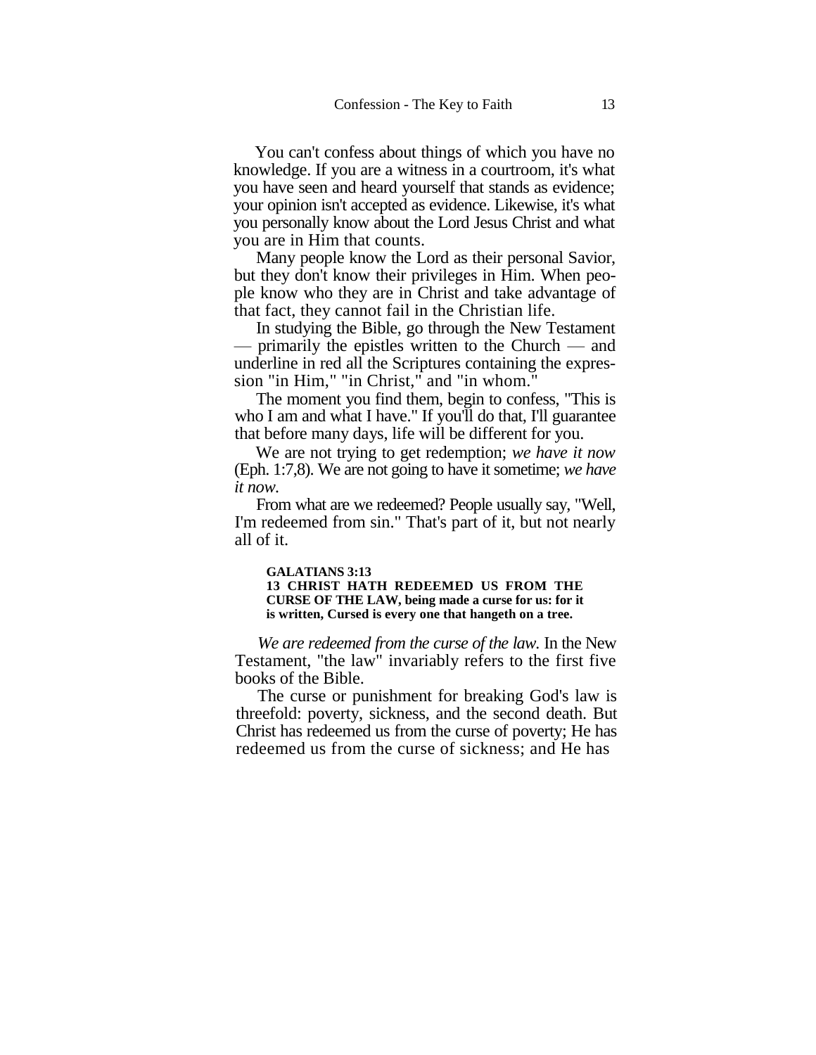You can't confess about things of which you have no knowledge. If you are a witness in a courtroom, it's what you have seen and heard yourself that stands as evidence; your opinion isn't accepted as evidence. Likewise, it's what you personally know about the Lord Jesus Christ and what you are in Him that counts.

Many people know the Lord as their personal Savior, but they don't know their privileges in Him. When people know who they are in Christ and take advantage of that fact, they cannot fail in the Christian life.

In studying the Bible, go through the New Testament — primarily the epistles written to the Church — and underline in red all the Scriptures containing the expression "in Him," "in Christ," and "in whom."

The moment you find them, begin to confess, "This is who I am and what I have." If you'll do that, I'll guarantee that before many days, life will be different for you.

We are not trying to get redemption; *we have it now* (Eph. 1:7,8). We are not going to have it sometime; *we have it now.*

From what are we redeemed? People usually say, "Well, I'm redeemed from sin." That's part of it, but not nearly all of it.

> **GALATIANS 3:13**
> **13 CHRIST HATH REDEEMED US FROM THE CURSE OF THE LAW, being made a curse for us: for it is written, Cursed is every one that hangeth on a tree.**

*We are redeemed from the curse of the law.* In the New Testament, "the law" invariably refers to the first five books of the Bible.

The curse or punishment for breaking God's law is threefold: poverty, sickness, and the second death. But Christ has redeemed us from the curse of poverty; He has redeemed us from the curse of sickness; and He has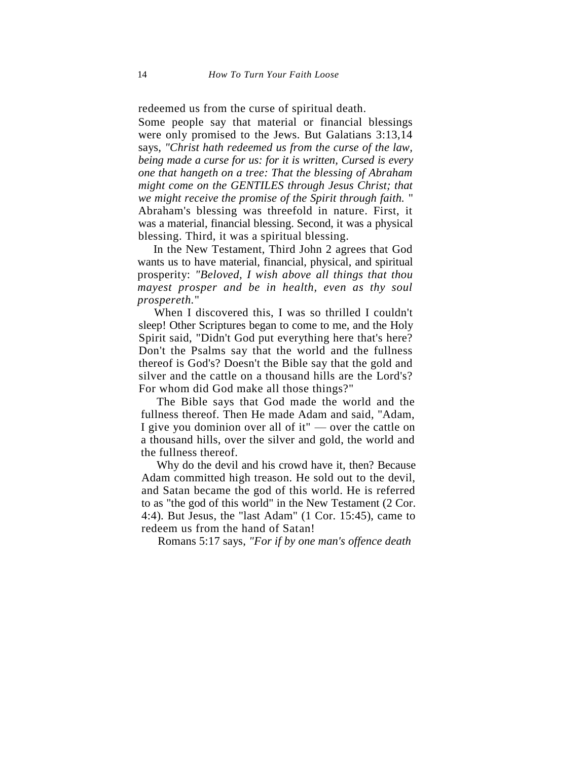redeemed us from the curse of spiritual death.

Some people say that material or financial blessings were only promised to the Jews. But Galatians 3:13,14 says, *"Christ hath redeemed us from the curse of the law, being made a curse for us: for it is written, Cursed is every one that hangeth on a tree: That the blessing of Abraham might come on the GENTILES through Jesus Christ; that we might receive the promise of the Spirit through faith.* " Abraham's blessing was threefold in nature. First, it was a material, financial blessing. Second, it was a physical blessing. Third, it was a spiritual blessing.

In the New Testament, Third John 2 agrees that God wants us to have material, financial, physical, and spiritual prosperity: *"Beloved, I wish above all things that thou mayest prosper and be in health, even as thy soul prospereth."*

When I discovered this, I was so thrilled I couldn't sleep! Other Scriptures began to come to me, and the Holy Spirit said, "Didn't God put everything here that's here? Don't the Psalms say that the world and the fullness thereof is God's? Doesn't the Bible say that the gold and silver and the cattle on a thousand hills are the Lord's? For whom did God make all those things?"

The Bible says that God made the world and the fullness thereof. Then He made Adam and said, "Adam, I give you dominion over all of it" — over the cattle on a thousand hills, over the silver and gold, the world and the fullness thereof.

Why do the devil and his crowd have it, then? Because Adam committed high treason. He sold out to the devil, and Satan became the god of this world. He is referred to as "the god of this world" in the New Testament (2 Cor. 4:4). But Jesus, the "last Adam" (1 Cor. 15:45), came to redeem us from the hand of Satan!

Romans 5:17 says, *"For if by one man's offence death*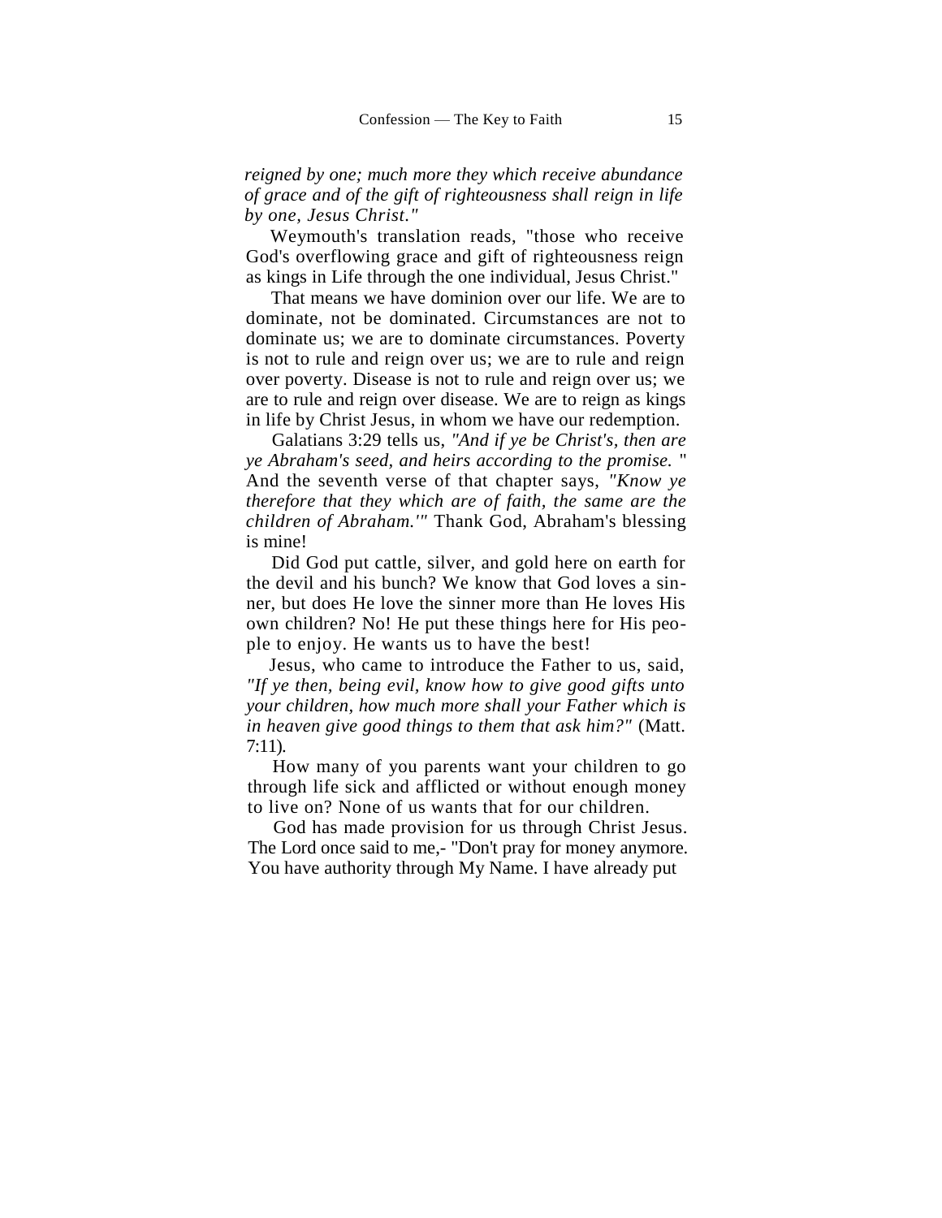*reigned by one; much more they which receive abundance of grace and of the gift of righteousness shall reign in life by one, Jesus Christ."*

Weymouth's translation reads, "those who receive God's overflowing grace and gift of righteousness reign as kings in Life through the one individual, Jesus Christ."

That means we have dominion over our life. We are to dominate, not be dominated. Circumstances are not to dominate us; we are to dominate circumstances. Poverty is not to rule and reign over us; we are to rule and reign over poverty. Disease is not to rule and reign over us; we are to rule and reign over disease. We are to reign as kings in life by Christ Jesus, in whom we have our redemption.

Galatians 3:29 tells us, *"And if ye be Christ's, then are ye Abraham's seed, and heirs according to the promise.* " And the seventh verse of that chapter says, *"Know ye therefore that they which are of faith, the same are the children of Abraham.'"* Thank God, Abraham's blessing is mine!

Did God put cattle, silver, and gold here on earth for the devil and his bunch? We know that God loves a sinner, but does He love the sinner more than He loves His own children? No! He put these things here for His people to enjoy. He wants us to have the best!

Jesus, who came to introduce the Father to us, said, *"If ye then, being evil, know how to give good gifts unto your children, how much more shall your Father which is in heaven give good things to them that ask him?"* (Matt. 7:11).

How many of you parents want your children to go through life sick and afflicted or without enough money to live on? None of us wants that for our children.

God has made provision for us through Christ Jesus. The Lord once said to me,- "Don't pray for money anymore. You have authority through My Name. I have already put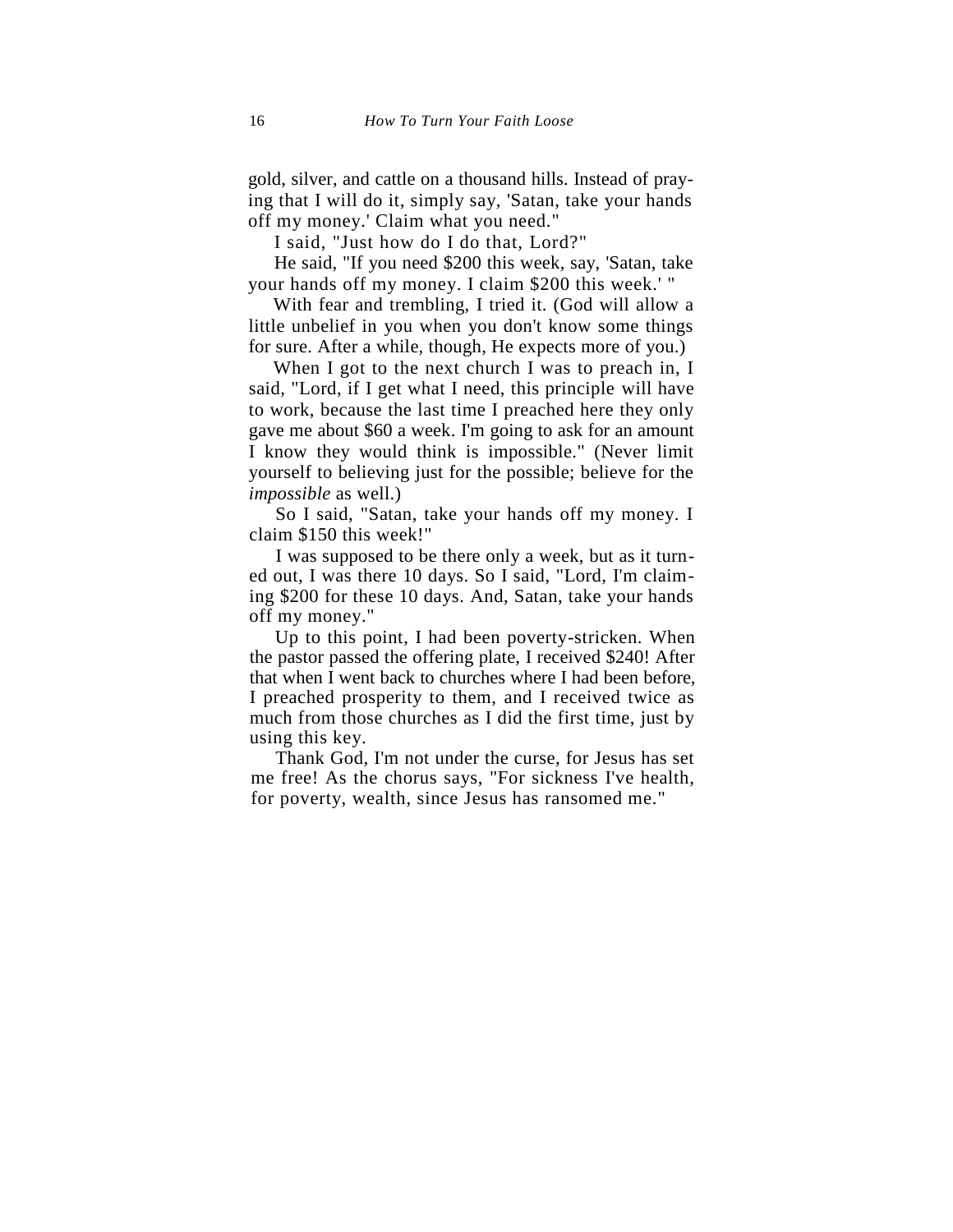gold, silver, and cattle on a thousand hills. Instead of praying that I will do it, simply say, 'Satan, take your hands off my money.' Claim what you need."

I said, "Just how do I do that, Lord?"

He said, "If you need $200 this week, say, 'Satan, take your hands off my money. I claim $200 this week.' "

With fear and trembling, I tried it. (God will allow a little unbelief in you when you don't know some things for sure. After a while, though, He expects more of you.)

When I got to the next church I was to preach in, I said, "Lord, if I get what I need, this principle will have to work, because the last time I preached here they only gave me about $60 a week. I'm going to ask for an amount I know they would think is impossible." (Never limit yourself to believing just for the possible; believe for the *impossible* as well.)

So I said, "Satan, take your hands off my money. I claim $150 this week!"

I was supposed to be there only a week, but as it turned out, I was there 10 days. So I said, "Lord, I'm claiming $200 for these 10 days. And, Satan, take your hands off my money."

Up to this point, I had been poverty-stricken. When the pastor passed the offering plate, I received $240! After that when I went back to churches where I had been before, I preached prosperity to them, and I received twice as much from those churches as I did the first time, just by using this key.

Thank God, I'm not under the curse, for Jesus has set me free! As the chorus says, "For sickness I've health, for poverty, wealth, since Jesus has ransomed me."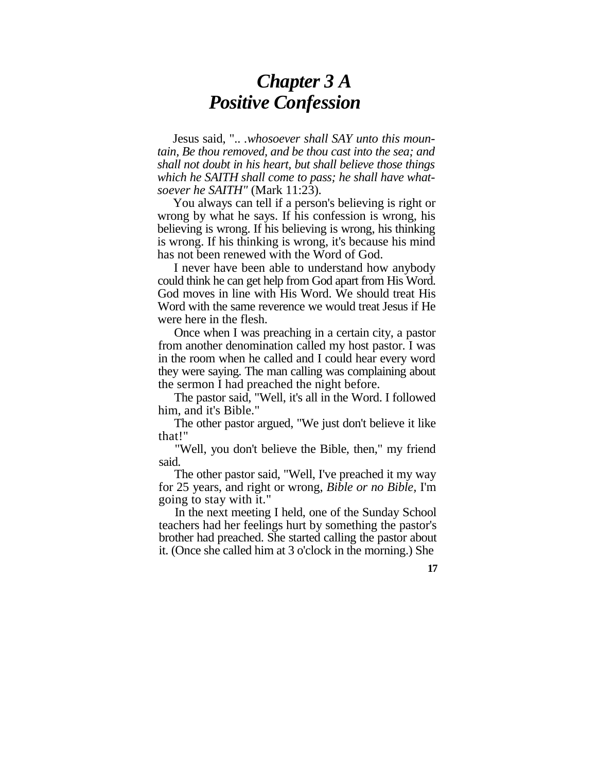# Chapter 3 A Positive Confession

Jesus said, ".. .*whosoever shall SAY unto this mountain, Be thou removed, and be thou cast into the sea; and shall not doubt in his heart, but shall believe those things which he SAITH shall come to pass; he shall have whatsoever he SAITH"* (Mark 11:23).

You always can tell if a person's believing is right or wrong by what he says. If his confession is wrong, his believing is wrong. If his believing is wrong, his thinking is wrong. If his thinking is wrong, it's because his mind has not been renewed with the Word of God.

I never have been able to understand how anybody could think he can get help from God apart from His Word. God moves in line with His Word. We should treat His Word with the same reverence we would treat Jesus if He were here in the flesh.

Once when I was preaching in a certain city, a pastor from another denomination called my host pastor. I was in the room when he called and I could hear every word they were saying. The man calling was complaining about the sermon I had preached the night before.

The pastor said, "Well, it's all in the Word. I followed him, and it's Bible."

The other pastor argued, "We just don't believe it like that!"

"Well, you don't believe the Bible, then," my friend said.

The other pastor said, "Well, I've preached it my way for 25 years, and right or wrong, *Bible or no Bible,* I'm going to stay with it."

In the next meeting I held, one of the Sunday School teachers had her feelings hurt by something the pastor's brother had preached. She started calling the pastor about it. (Once she called him at 3 o'clock in the morning.) She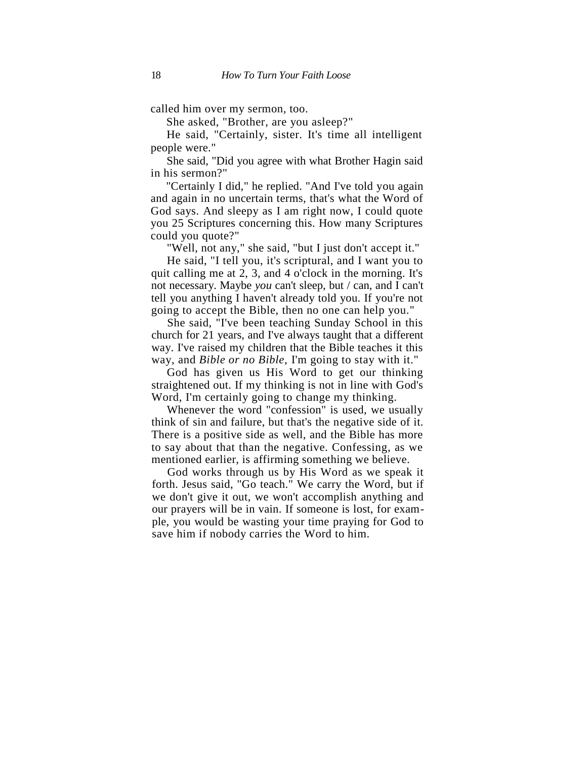called him over my sermon, too.

She asked, "Brother, are you asleep?"

He said, "Certainly, sister. It's time all intelligent people were."

She said, "Did you agree with what Brother Hagin said in his sermon?"

"Certainly I did," he replied. "And I've told you again and again in no uncertain terms, that's what the Word of God says. And sleepy as I am right now, I could quote you 25 Scriptures concerning this. How many Scriptures could you quote?"

"Well, not any," she said, "but I just don't accept it."

He said, "I tell you, it's scriptural, and I want you to quit calling me at 2, 3, and 4 o'clock in the morning. It's not necessary. Maybe *you* can't sleep, but / can, and I can't tell you anything I haven't already told you. If you're not going to accept the Bible, then no one can help you."

She said, "I've been teaching Sunday School in this church for 21 years, and I've always taught that a different way. I've raised my children that the Bible teaches it this way, and *Bible or no Bible,* I'm going to stay with it."

God has given us His Word to get our thinking straightened out. If my thinking is not in line with God's Word, I'm certainly going to change my thinking.

Whenever the word "confession" is used, we usually think of sin and failure, but that's the negative side of it. There is a positive side as well, and the Bible has more to say about that than the negative. Confessing, as we mentioned earlier, is affirming something we believe.

God works through us by His Word as we speak it forth. Jesus said, "Go teach." We carry the Word, but if we don't give it out, we won't accomplish anything and our prayers will be in vain. If someone is lost, for example, you would be wasting your time praying for God to save him if nobody carries the Word to him.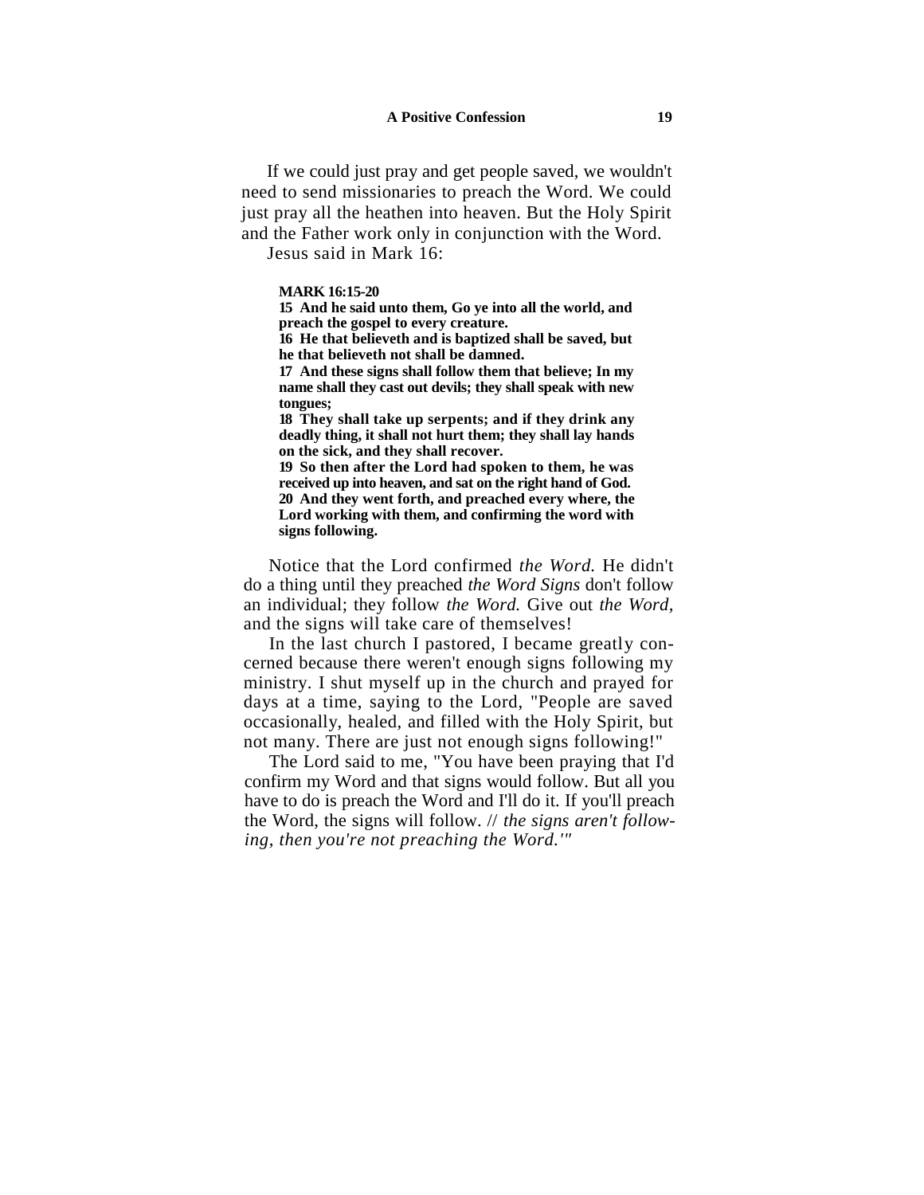If we could just pray and get people saved, we wouldn't need to send missionaries to preach the Word. We could just pray all the heathen into heaven. But the Holy Spirit and the Father work only in conjunction with the Word.

Jesus said in Mark 16:

> **MARK 16:15-20**
> **15 And he said unto them, Go ye into all the world, and preach the gospel to every creature.**
> **16 He that believeth and is baptized shall be saved, but he that believeth not shall be damned.**
> **17 And these signs shall follow them that believe; In my name shall they cast out devils; they shall speak with new tongues;**
> **18 They shall take up serpents; and if they drink any deadly thing, it shall not hurt them; they shall lay hands on the sick, and they shall recover.**
> **19 So then after the Lord had spoken to them, he was received up into heaven, and sat on the right hand of God.**
> **20 And they went forth, and preached every where, the Lord working with them, and confirming the word with signs following.**

Notice that the Lord confirmed *the Word.* He didn't do a thing until they preached *the Word Signs* don't follow an individual; they follow *the Word.* Give out *the Word,* and the signs will take care of themselves!

In the last church I pastored, I became greatly concerned because there weren't enough signs following my ministry. I shut myself up in the church and prayed for days at a time, saying to the Lord, "People are saved occasionally, healed, and filled with the Holy Spirit, but not many. There are just not enough signs following!"

The Lord said to me, "You have been praying that I'd confirm my Word and that signs would follow. But all you have to do is preach the Word and I'll do it. If you'll preach the Word, the signs will follow. // *the signs aren't following, then you're not preaching the Word.'"*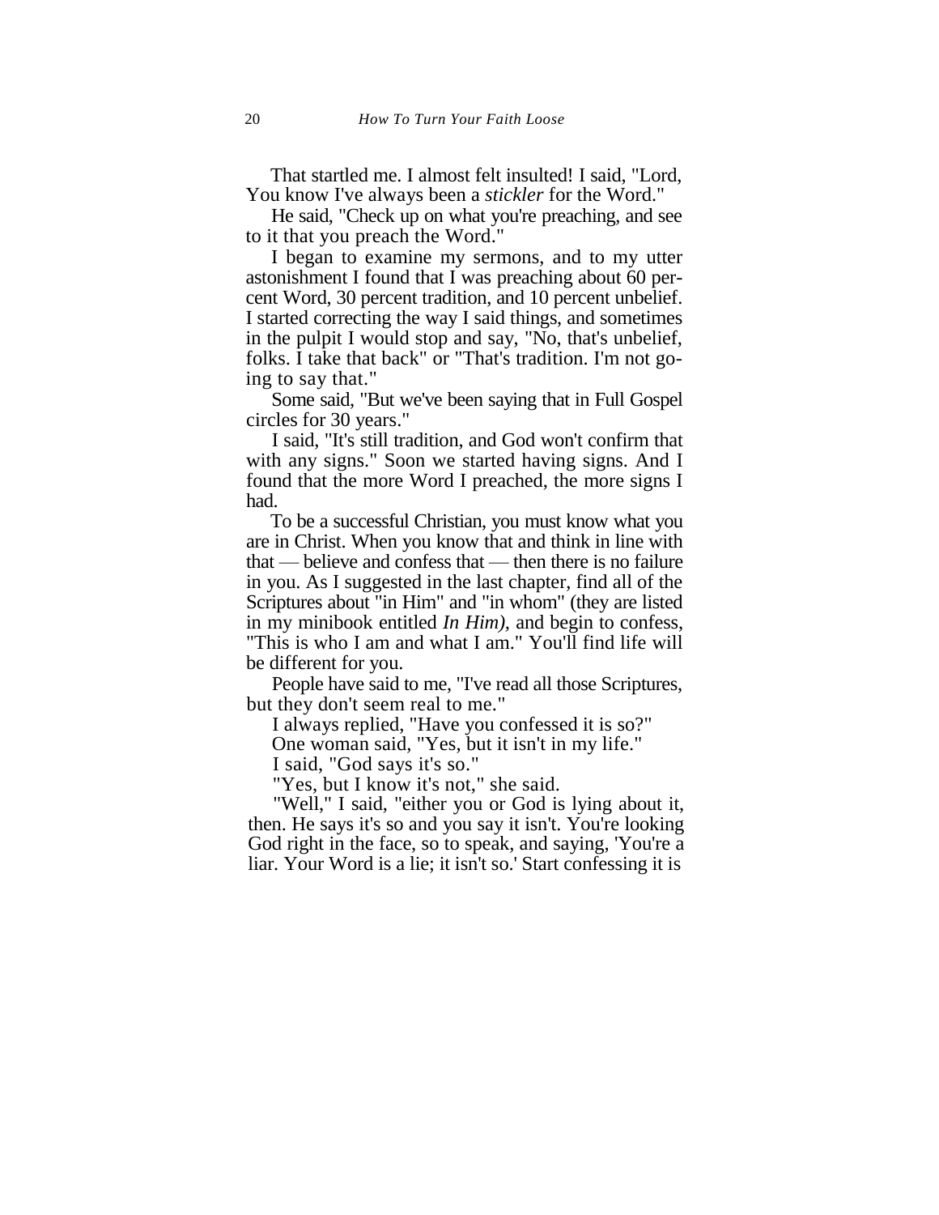That startled me. I almost felt insulted! I said, "Lord, You know I've always been a *stickler* for the Word."

He said, "Check up on what you're preaching, and see to it that you preach the Word."

I began to examine my sermons, and to my utter astonishment I found that I was preaching about 60 percent Word, 30 percent tradition, and 10 percent unbelief. I started correcting the way I said things, and sometimes in the pulpit I would stop and say, "No, that's unbelief, folks. I take that back" or "That's tradition. I'm not going to say that."

Some said, "But we've been saying that in Full Gospel circles for 30 years."

I said, "It's still tradition, and God won't confirm that with any signs." Soon we started having signs. And I found that the more Word I preached, the more signs I had.

To be a successful Christian, you must know what you are in Christ. When you know that and think in line with that — believe and confess that — then there is no failure in you. As I suggested in the last chapter, find all of the Scriptures about "in Him" and "in whom" (they are listed in my minibook entitled *In Him),* and begin to confess, "This is who I am and what I am." You'll find life will be different for you.

People have said to me, "I've read all those Scriptures, but they don't seem real to me."

I always replied, "Have you confessed it is so?"

One woman said, "Yes, but it isn't in my life."

I said, "God says it's so."

"Yes, but I know it's not," she said.

"Well," I said, "either you or God is lying about it, then. He says it's so and you say it isn't. You're looking God right in the face, so to speak, and saying, 'You're a liar. Your Word is a lie; it isn't so.' Start confessing it is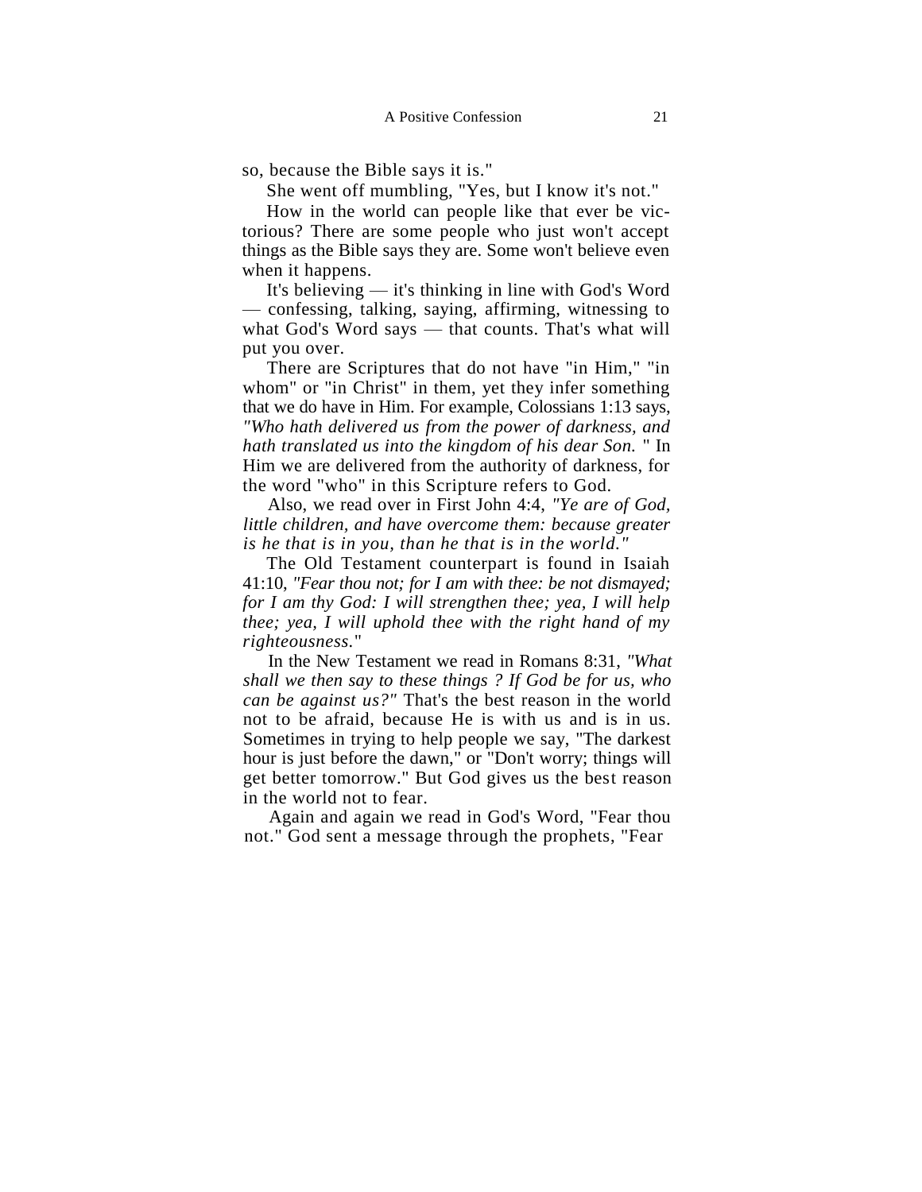so, because the Bible says it is."

She went off mumbling, "Yes, but I know it's not."

How in the world can people like that ever be victorious? There are some people who just won't accept things as the Bible says they are. Some won't believe even when it happens.

It's believing — it's thinking in line with God's Word — confessing, talking, saying, affirming, witnessing to what God's Word says — that counts. That's what will put you over.

There are Scriptures that do not have "in Him," "in whom" or "in Christ" in them, yet they infer something that we do have in Him. For example, Colossians 1:13 says, *"Who hath delivered us from the power of darkness, and hath translated us into the kingdom of his dear Son.* " In Him we are delivered from the authority of darkness, for the word "who" in this Scripture refers to God.

Also, we read over in First John 4:4, *"Ye are of God, little children, and have overcome them: because greater is he that is in you, than he that is in the world."*

The Old Testament counterpart is found in Isaiah 41:10, *"Fear thou not; for I am with thee: be not dismayed; for I am thy God: I will strengthen thee; yea, I will help thee; yea, I will uphold thee with the right hand of my righteousness.*"

In the New Testament we read in Romans 8:31, *"What shall we then say to these things ? If God be for us, who can be against us?"* That's the best reason in the world not to be afraid, because He is with us and is in us. Sometimes in trying to help people we say, "The darkest hour is just before the dawn," or "Don't worry; things will get better tomorrow." But God gives us the best reason in the world not to fear.

Again and again we read in God's Word, "Fear thou not." God sent a message through the prophets, "Fear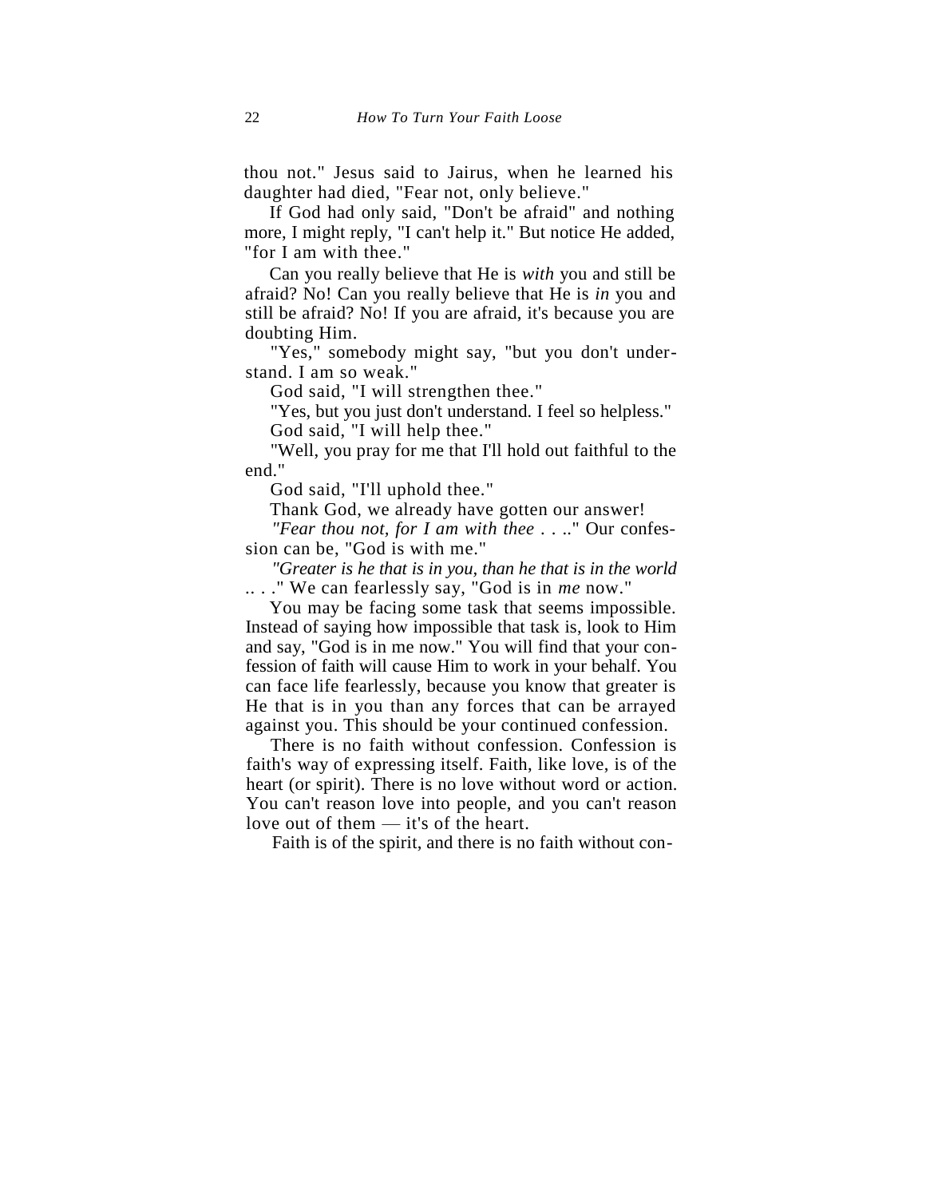thou not." Jesus said to Jairus, when he learned his daughter had died, "Fear not, only believe."

If God had only said, "Don't be afraid" and nothing more, I might reply, "I can't help it." But notice He added, "for I am with thee."

Can you really believe that He is *with* you and still be afraid? No! Can you really believe that He is *in* you and still be afraid? No! If you are afraid, it's because you are doubting Him.

"Yes," somebody might say, "but you don't understand. I am so weak."

God said, "I will strengthen thee."

"Yes, but you just don't understand. I feel so helpless."

God said, "I will help thee."

"Well, you pray for me that I'll hold out faithful to the end."

God said, "I'll uphold thee."

Thank God, we already have gotten our answer!

*"Fear thou not, for I am with thee . . .."* Our confession can be, "God is with me."

*"Greater is he that is in you, than he that is in the world* .. . ." We can fearlessly say, "God is in *me* now."

You may be facing some task that seems impossible. Instead of saying how impossible that task is, look to Him and say, "God is in me now." You will find that your confession of faith will cause Him to work in your behalf. You can face life fearlessly, because you know that greater is He that is in you than any forces that can be arrayed against you. This should be your continued confession.

There is no faith without confession. Confession is faith's way of expressing itself. Faith, like love, is of the heart (or spirit). There is no love without word or action. You can't reason love into people, and you can't reason love out of them — it's of the heart.

Faith is of the spirit, and there is no faith without con-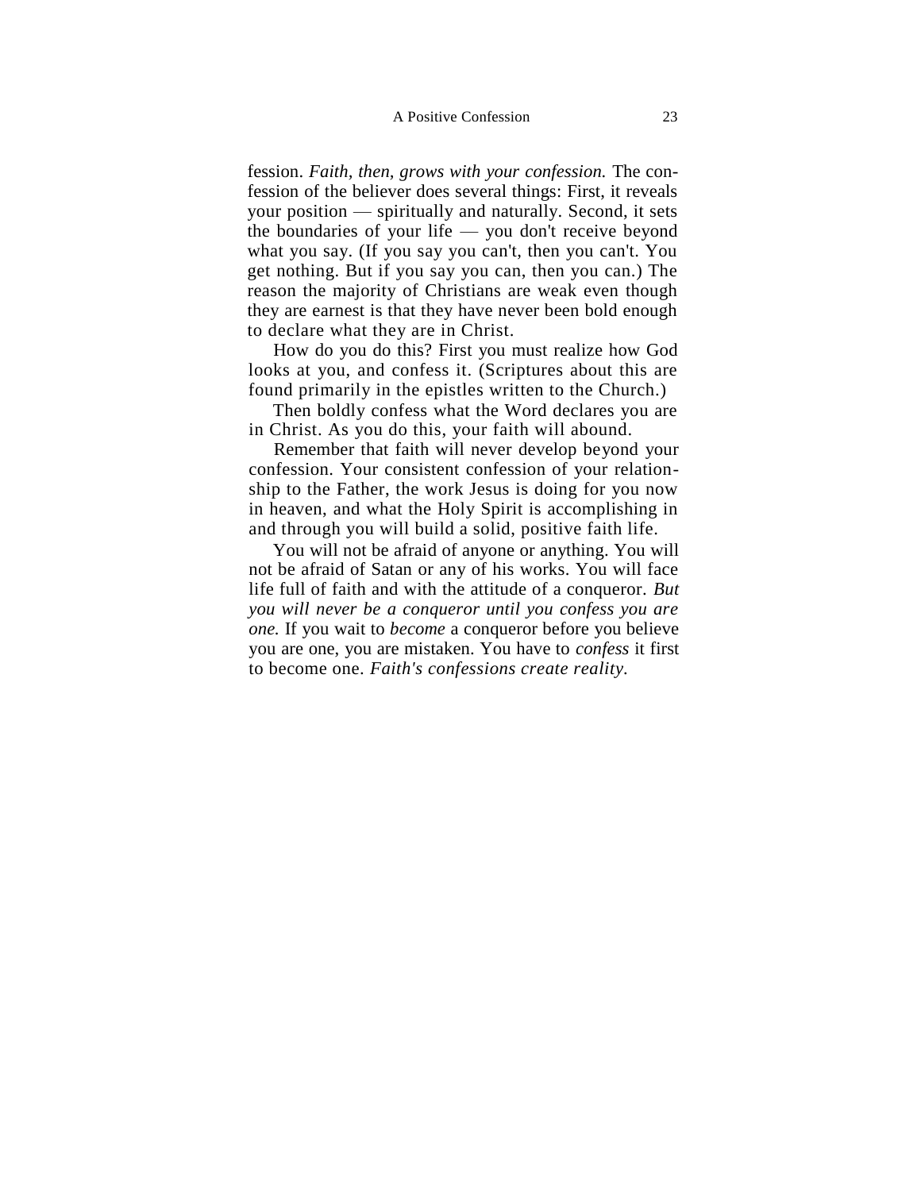fession. *Faith, then, grows with your confession.* The confession of the believer does several things: First, it reveals your position — spiritually and naturally. Second, it sets the boundaries of your life — you don't receive beyond what you say. (If you say you can't, then you can't. You get nothing. But if you say you can, then you can.) The reason the majority of Christians are weak even though they are earnest is that they have never been bold enough to declare what they are in Christ.

How do you do this? First you must realize how God looks at you, and confess it. (Scriptures about this are found primarily in the epistles written to the Church.)

Then boldly confess what the Word declares you are in Christ. As you do this, your faith will abound.

Remember that faith will never develop beyond your confession. Your consistent confession of your relationship to the Father, the work Jesus is doing for you now in heaven, and what the Holy Spirit is accomplishing in and through you will build a solid, positive faith life.

You will not be afraid of anyone or anything. You will not be afraid of Satan or any of his works. You will face life full of faith and with the attitude of a conqueror. *But you will never be a conqueror until you confess you are one.* If you wait to *become* a conqueror before you believe you are one, you are mistaken. You have to *confess* it first to become one. *Faith's confessions create reality.*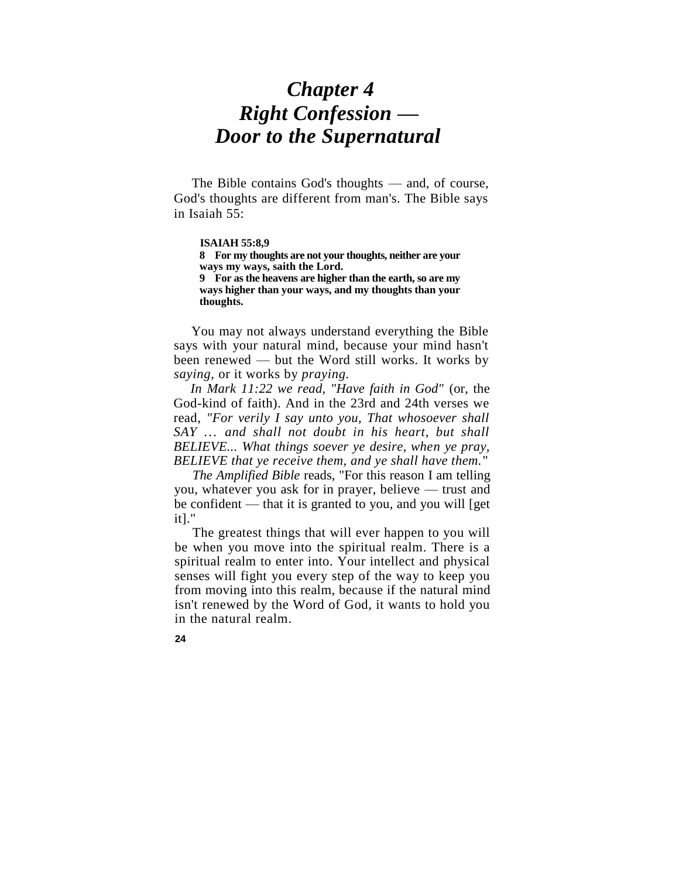# *Chapter 4*
# *Right Confession —*
# *Door to the Supernatural*

The Bible contains God's thoughts — and, of course, God's thoughts are different from man's. The Bible says in Isaiah 55:

> **ISAIAH 55:8,9**
> **8 For my thoughts are not your thoughts, neither are your ways my ways, saith the Lord.**
> **9 For as the heavens are higher than the earth, so are my ways higher than your ways, and my thoughts than your thoughts.**

You may not always understand everything the Bible says with your natural mind, because your mind hasn't been renewed — but the Word still works. It works by *saying*, or it works by *praying*.

*In Mark 11:22 we read, "Have faith in God"* (or, the God-kind of faith). And in the 23rd and 24th verses we read, *"For verily I say unto you, That whosoever shall SAY ... and shall not doubt in his heart, but shall BELIEVE... What things soever ye desire, when ye pray, BELIEVE that ye receive them, and ye shall have them."*

*The Amplified Bible* reads, "For this reason I am telling you, whatever you ask for in prayer, believe — trust and be confident — that it is granted to you, and you will [get it]."

The greatest things that will ever happen to you will be when you move into the spiritual realm. There is a spiritual realm to enter into. Your intellect and physical senses will fight you every step of the way to keep you from moving into this realm, because if the natural mind isn't renewed by the Word of God, it wants to hold you in the natural realm.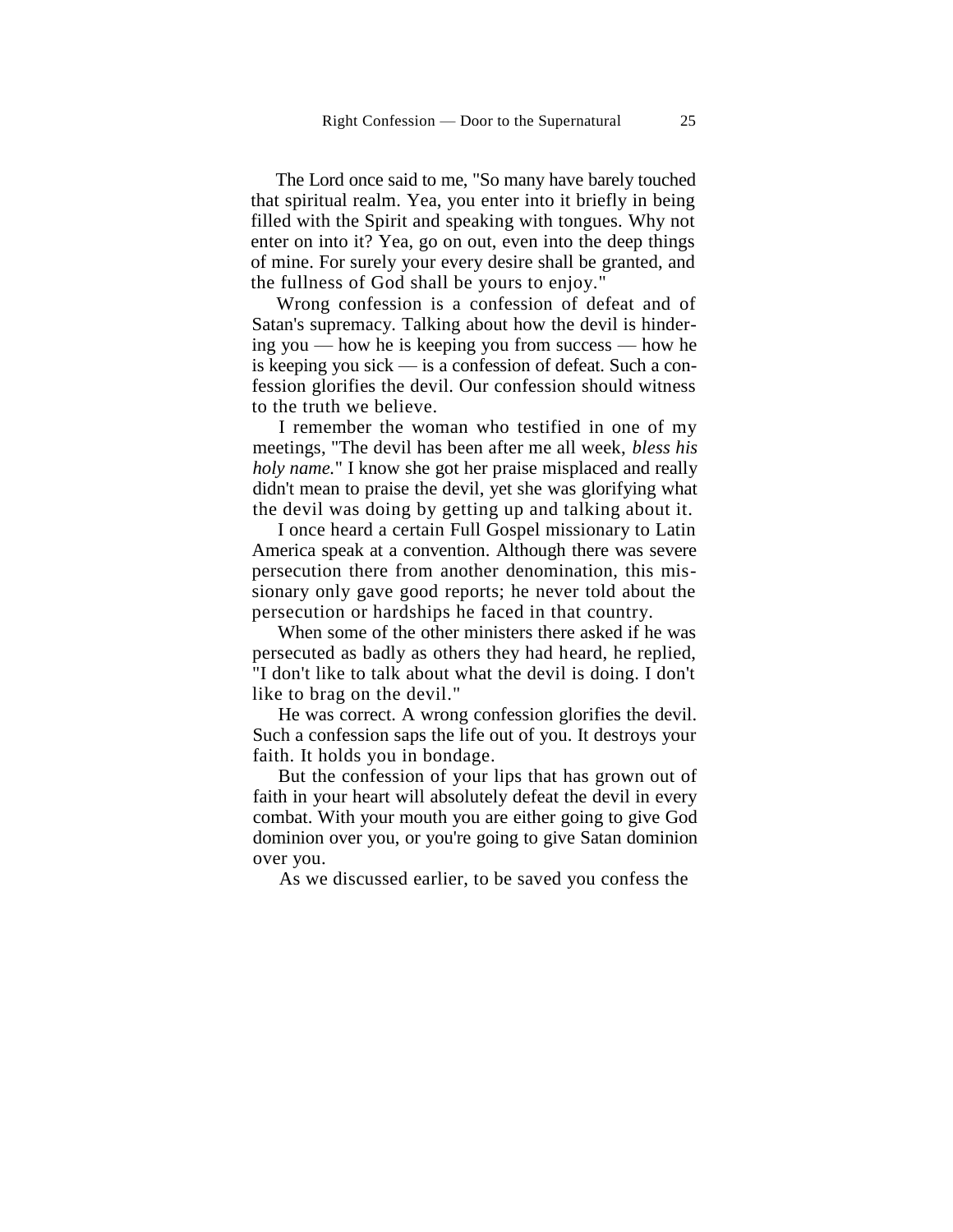The Lord once said to me, "So many have barely touched that spiritual realm. Yea, you enter into it briefly in being filled with the Spirit and speaking with tongues. Why not enter on into it? Yea, go on out, even into the deep things of mine. For surely your every desire shall be granted, and the fullness of God shall be yours to enjoy."

Wrong confession is a confession of defeat and of Satan's supremacy. Talking about how the devil is hindering you — how he is keeping you from success — how he is keeping you sick — is a confession of defeat. Such a confession glorifies the devil. Our confession should witness to the truth we believe.

I remember the woman who testified in one of my meetings, "The devil has been after me all week, *bless his holy name.*" I know she got her praise misplaced and really didn't mean to praise the devil, yet she was glorifying what the devil was doing by getting up and talking about it.

I once heard a certain Full Gospel missionary to Latin America speak at a convention. Although there was severe persecution there from another denomination, this missionary only gave good reports; he never told about the persecution or hardships he faced in that country.

When some of the other ministers there asked if he was persecuted as badly as others they had heard, he replied, "I don't like to talk about what the devil is doing. I don't like to brag on the devil."

He was correct. A wrong confession glorifies the devil. Such a confession saps the life out of you. It destroys your faith. It holds you in bondage.

But the confession of your lips that has grown out of faith in your heart will absolutely defeat the devil in every combat. With your mouth you are either going to give God dominion over you, or you're going to give Satan dominion over you.

As we discussed earlier, to be saved you confess the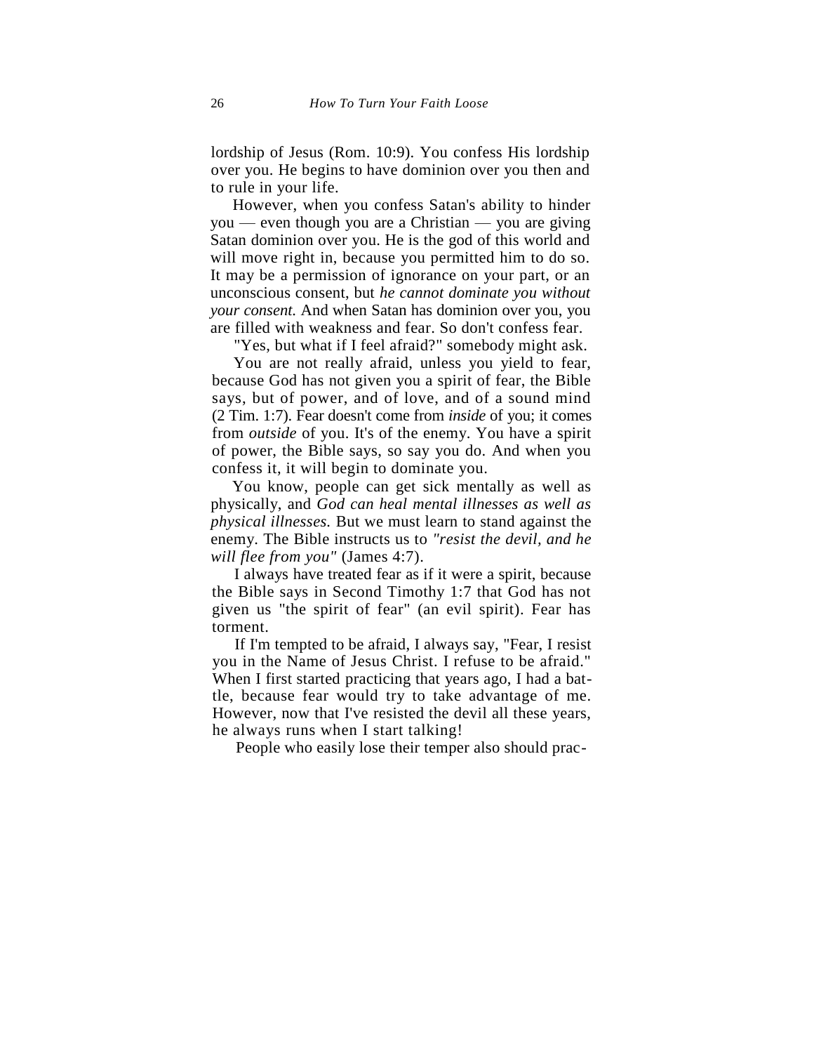lordship of Jesus (Rom. 10:9). You confess His lordship over you. He begins to have dominion over you then and to rule in your life.

However, when you confess Satan's ability to hinder you — even though you are a Christian — you are giving Satan dominion over you. He is the god of this world and will move right in, because you permitted him to do so. It may be a permission of ignorance on your part, or an unconscious consent, but *he cannot dominate you without your consent.* And when Satan has dominion over you, you are filled with weakness and fear. So don't confess fear.

"Yes, but what if I feel afraid?" somebody might ask.

You are not really afraid, unless you yield to fear, because God has not given you a spirit of fear, the Bible says, but of power, and of love, and of a sound mind (2 Tim. 1:7). Fear doesn't come from *inside* of you; it comes from *outside* of you. It's of the enemy. You have a spirit of power, the Bible says, so say you do. And when you confess it, it will begin to dominate you.

You know, people can get sick mentally as well as physically, and *God can heal mental illnesses as well as physical illnesses.* But we must learn to stand against the enemy. The Bible instructs us to *"resist the devil, and he will flee from you"* (James 4:7).

I always have treated fear as if it were a spirit, because the Bible says in Second Timothy 1:7 that God has not given us "the spirit of fear" (an evil spirit). Fear has torment.

If I'm tempted to be afraid, I always say, "Fear, I resist you in the Name of Jesus Christ. I refuse to be afraid." When I first started practicing that years ago, I had a battle, because fear would try to take advantage of me. However, now that I've resisted the devil all these years, he always runs when I start talking!

People who easily lose their temper also should prac-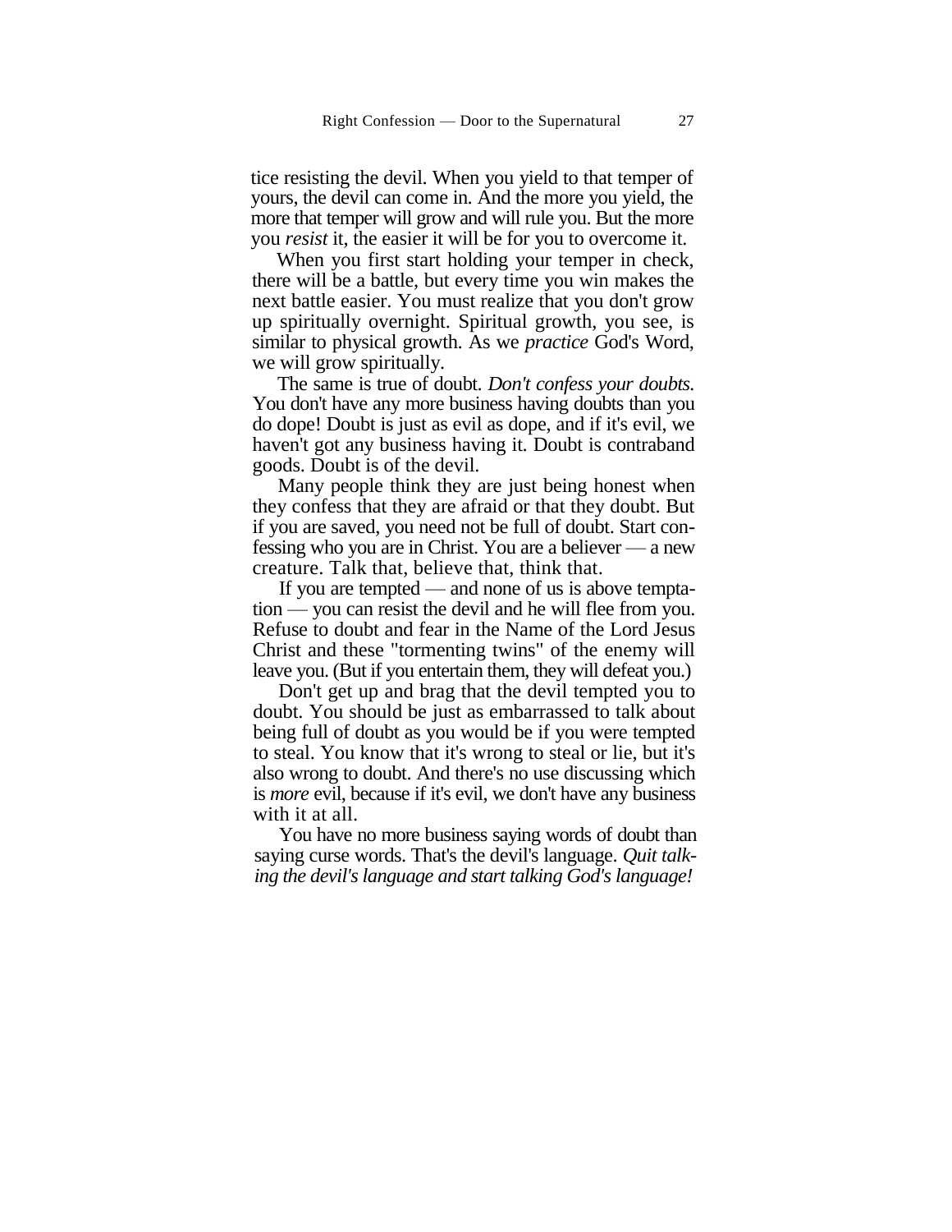tice resisting the devil. When you yield to that temper of yours, the devil can come in. And the more you yield, the more that temper will grow and will rule you. But the more you *resist* it, the easier it will be for you to overcome it.

When you first start holding your temper in check, there will be a battle, but every time you win makes the next battle easier. You must realize that you don't grow up spiritually overnight. Spiritual growth, you see, is similar to physical growth. As we *practice* God's Word, we will grow spiritually.

The same is true of doubt. *Don't confess your doubts.* You don't have any more business having doubts than you do dope! Doubt is just as evil as dope, and if it's evil, we haven't got any business having it. Doubt is contraband goods. Doubt is of the devil.

Many people think they are just being honest when they confess that they are afraid or that they doubt. But if you are saved, you need not be full of doubt. Start confessing who you are in Christ. You are a believer — a new creature. Talk that, believe that, think that.

If you are tempted — and none of us is above temptation — you can resist the devil and he will flee from you. Refuse to doubt and fear in the Name of the Lord Jesus Christ and these "tormenting twins" of the enemy will leave you. (But if you entertain them, they will defeat you.)

Don't get up and brag that the devil tempted you to doubt. You should be just as embarrassed to talk about being full of doubt as you would be if you were tempted to steal. You know that it's wrong to steal or lie, but it's also wrong to doubt. And there's no use discussing which is *more* evil, because if it's evil, we don't have any business with it at all.

You have no more business saying words of doubt than saying curse words. That's the devil's language. *Quit talking the devil's language and start talking God's language!*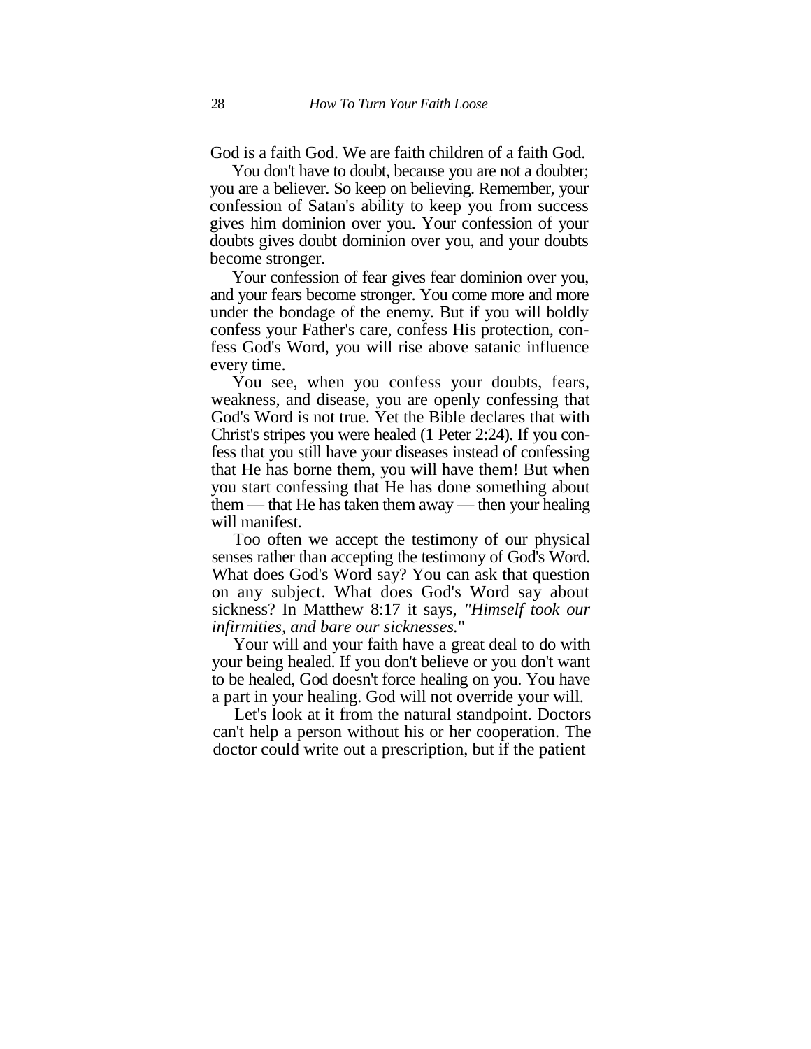God is a faith God. We are faith children of a faith God.

You don't have to doubt, because you are not a doubter; you are a believer. So keep on believing. Remember, your confession of Satan's ability to keep you from success gives him dominion over you. Your confession of your doubts gives doubt dominion over you, and your doubts become stronger.

Your confession of fear gives fear dominion over you, and your fears become stronger. You come more and more under the bondage of the enemy. But if you will boldly confess your Father's care, confess His protection, confess God's Word, you will rise above satanic influence every time.

You see, when you confess your doubts, fears, weakness, and disease, you are openly confessing that God's Word is not true. Yet the Bible declares that with Christ's stripes you were healed (1 Peter 2:24). If you confess that you still have your diseases instead of confessing that He has borne them, you will have them! But when you start confessing that He has done something about them — that He has taken them away — then your healing will manifest.

Too often we accept the testimony of our physical senses rather than accepting the testimony of God's Word. What does God's Word say? You can ask that question on any subject. What does God's Word say about sickness? In Matthew 8:17 it says, *"Himself took our infirmities, and bare our sicknesses."*

Your will and your faith have a great deal to do with your being healed. If you don't believe or you don't want to be healed, God doesn't force healing on you. You have a part in your healing. God will not override your will.

Let's look at it from the natural standpoint. Doctors can't help a person without his or her cooperation. The doctor could write out a prescription, but if the patient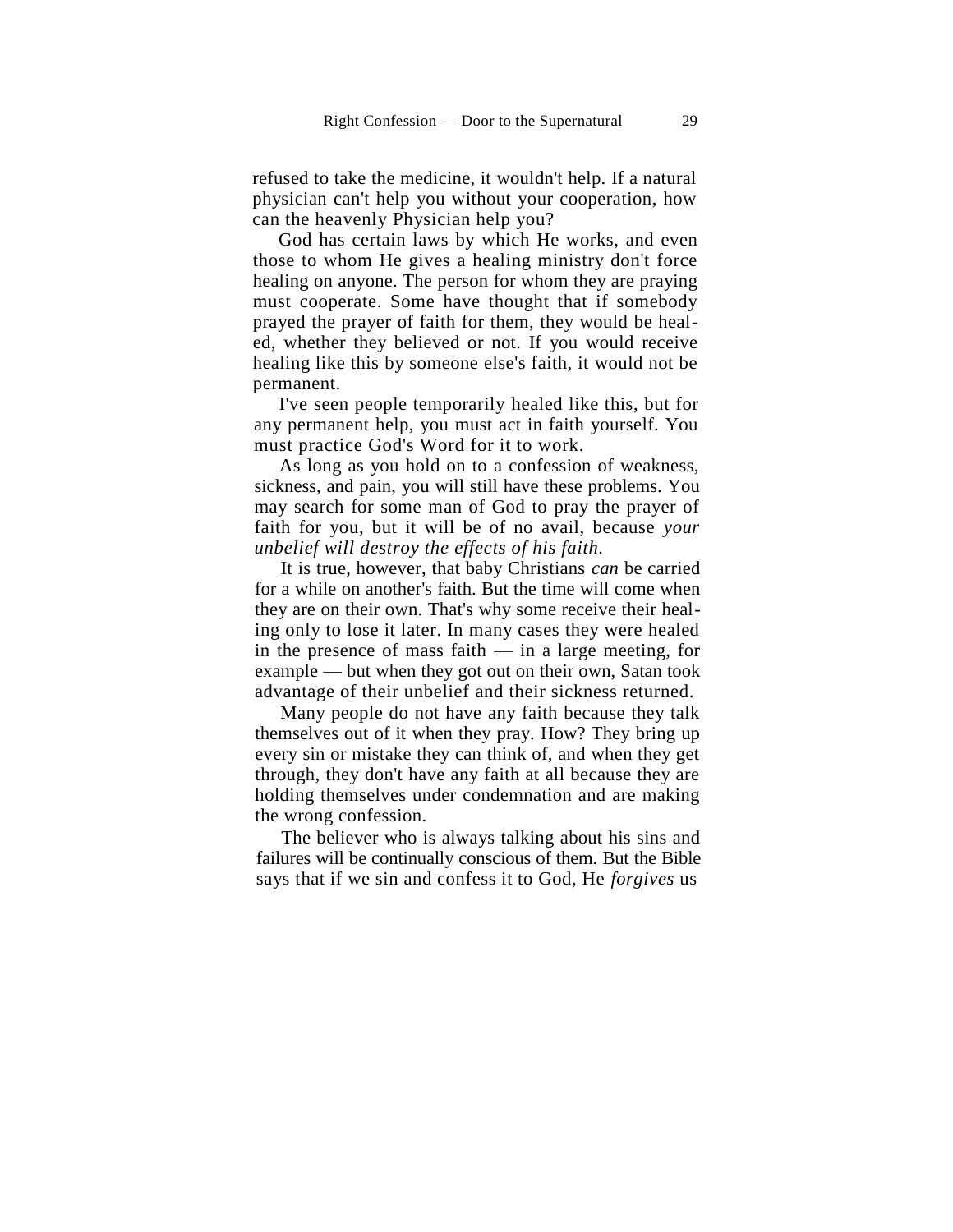refused to take the medicine, it wouldn't help. If a natural physician can't help you without your cooperation, how can the heavenly Physician help you?

God has certain laws by which He works, and even those to whom He gives a healing ministry don't force healing on anyone. The person for whom they are praying must cooperate. Some have thought that if somebody prayed the prayer of faith for them, they would be healed, whether they believed or not. If you would receive healing like this by someone else's faith, it would not be permanent.

I've seen people temporarily healed like this, but for any permanent help, you must act in faith yourself. You must practice God's Word for it to work.

As long as you hold on to a confession of weakness, sickness, and pain, you will still have these problems. You may search for some man of God to pray the prayer of faith for you, but it will be of no avail, because *your unbelief will destroy the effects of his faith.*

It is true, however, that baby Christians *can* be carried for a while on another's faith. But the time will come when they are on their own. That's why some receive their healing only to lose it later. In many cases they were healed in the presence of mass faith — in a large meeting, for example — but when they got out on their own, Satan took advantage of their unbelief and their sickness returned.

Many people do not have any faith because they talk themselves out of it when they pray. How? They bring up every sin or mistake they can think of, and when they get through, they don't have any faith at all because they are holding themselves under condemnation and are making the wrong confession.

The believer who is always talking about his sins and failures will be continually conscious of them. But the Bible says that if we sin and confess it to God, He *forgives* us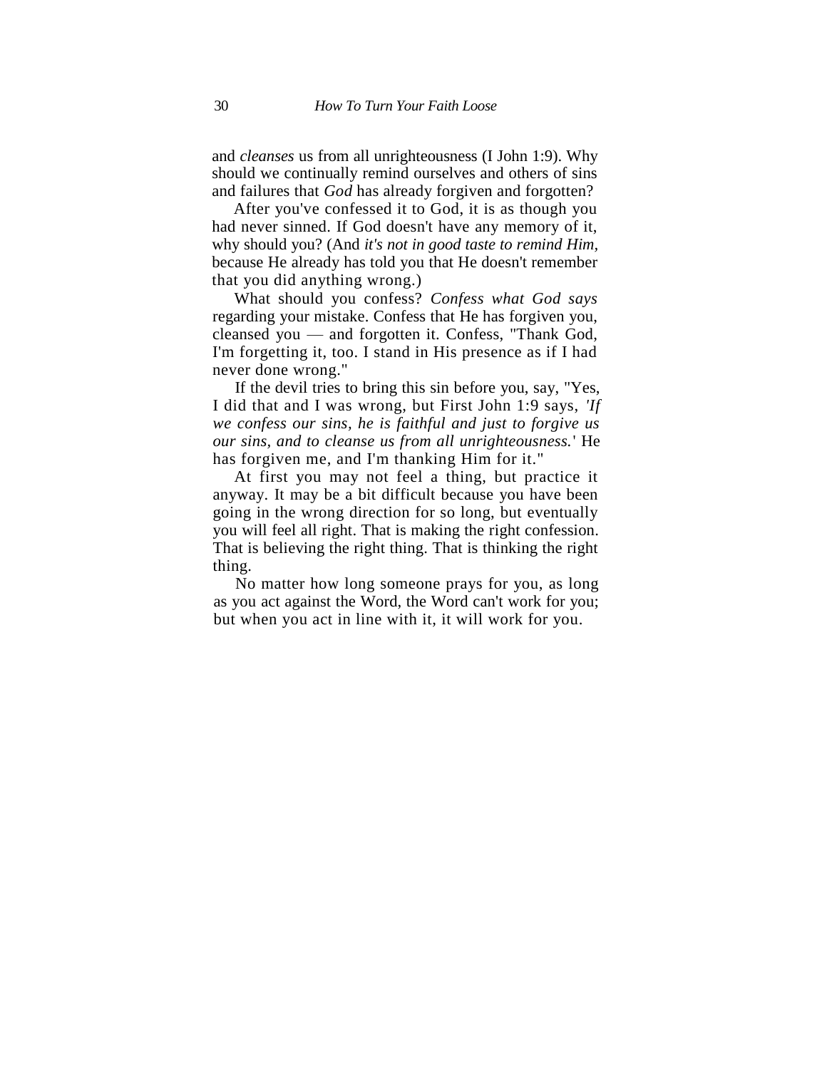and *cleanses* us from all unrighteousness (I John 1:9). Why should we continually remind ourselves and others of sins and failures that *God* has already forgiven and forgotten?

After you've confessed it to God, it is as though you had never sinned. If God doesn't have any memory of it, why should you? (And *it's not in good taste to remind Him,* because He already has told you that He doesn't remember that you did anything wrong.)

What should you confess? *Confess what God says* regarding your mistake. Confess that He has forgiven you, cleansed you — and forgotten it. Confess, "Thank God, I'm forgetting it, too. I stand in His presence as if I had never done wrong."

If the devil tries to bring this sin before you, say, "Yes, I did that and I was wrong, but First John 1:9 says, *'If we confess our sins, he is faithful and just to forgive us our sins, and to cleanse us from all unrighteousness.'* He has forgiven me, and I'm thanking Him for it."

At first you may not feel a thing, but practice it anyway. It may be a bit difficult because you have been going in the wrong direction for so long, but eventually you will feel all right. That is making the right confession. That is believing the right thing. That is thinking the right thing.

No matter how long someone prays for you, as long as you act against the Word, the Word can't work for you; but when you act in line with it, it will work for you.